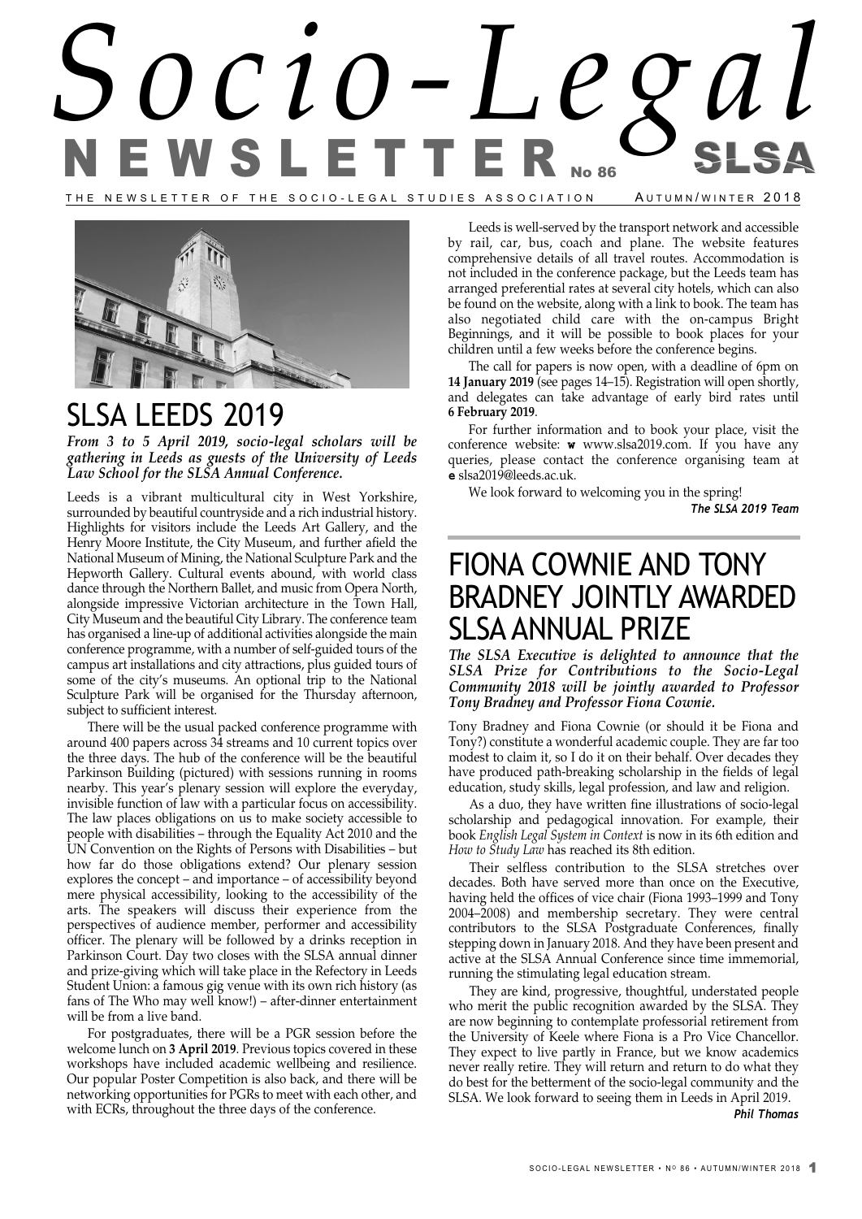# Socio-Legal NEWSLETTER No 86 SLSA

THE NEWSLETTER OF THE SOCIO-LEGAL STUDIES ASSOCIATION AUTUMN/WINTER 2018

## SLSA LEEDS 2019

***From 3 to 5 April 2019, socio-legal scholars will be gathering in Leeds as guests of the University of Leeds Law School for the SLSA Annual Conference.***

Leeds is a vibrant multicultural city in West Yorkshire, surrounded by beautiful countryside and a rich industrial history. Highlights for visitors include the Leeds Art Gallery, and the Henry Moore Institute, the City Museum, and further afield the National Museum of Mining, the National Sculpture Park and the Hepworth Gallery. Cultural events abound, with world class dance through the Northern Ballet, and music from Opera North, alongside impressive Victorian architecture in the Town Hall, City Museum and the beautiful City Library. The conference team has organised a line-up of additional activities alongside the main conference programme, with a number of self-guided tours of the campus art installations and city attractions, plus guided tours of some of the city's museums. An optional trip to the National Sculpture Park will be organised for the Thursday afternoon, subject to sufficient interest.

There will be the usual packed conference programme with around 400 papers across 34 streams and 10 current topics over the three days. The hub of the conference will be the beautiful Parkinson Building (pictured) with sessions running in rooms nearby. This year's plenary session will explore the everyday, invisible function of law with a particular focus on accessibility. The law places obligations on us to make society accessible to people with disabilities – through the Equality Act 2010 and the UN Convention on the Rights of Persons with Disabilities – but how far do those obligations extend? Our plenary session explores the concept – and importance – of accessibility beyond mere physical accessibility, looking to the accessibility of the arts. The speakers will discuss their experience from the perspectives of audience member, performer and accessibility officer. The plenary will be followed by a drinks reception in Parkinson Court. Day two closes with the SLSA annual dinner and prize-giving which will take place in the Refectory in Leeds Student Union: a famous gig venue with its own rich history (as fans of The Who may well know!) – after-dinner entertainment will be from a live band.

For postgraduates, there will be a PGR session before the welcome lunch on **3 April 2019**. Previous topics covered in these workshops have included academic wellbeing and resilience. Our popular Poster Competition is also back, and there will be networking opportunities for PGRs to meet with each other, and with ECRs, throughout the three days of the conference.

Leeds is well-served by the transport network and accessible by rail, car, bus, coach and plane. The website features comprehensive details of all travel routes. Accommodation is not included in the conference package, but the Leeds team has arranged preferential rates at several city hotels, which can also be found on the website, along with a link to book. The team has also negotiated child care with the on-campus Bright Beginnings, and it will be possible to book places for your children until a few weeks before the conference begins.

The call for papers is now open, with a deadline of 6pm on **14 January 2019** (see pages 14–15). Registration will open shortly, and delegates can take advantage of early bird rates until **6 February 2019**.

For further information and to book your place, visit the conference website: **w** www.slsa2019.com. If you have any queries, please contact the conference organising team at **e** slsa2019@leeds.ac.uk.

We look forward to welcoming you in the spring!

***The SLSA 2019 Team***

## FIONA COWNIE AND TONY BRADNEY JOINTLY AWARDED SLSA ANNUAL PRIZE

***The SLSA Executive is delighted to announce that the SLSA Prize for Contributions to the Socio-Legal Community 2018 will be jointly awarded to Professor Tony Bradney and Professor Fiona Cownie.***

Tony Bradney and Fiona Cownie (or should it be Fiona and Tony?) constitute a wonderful academic couple. They are far too modest to claim it, so I do it on their behalf. Over decades they have produced path-breaking scholarship in the fields of legal education, study skills, legal profession, and law and religion.

As a duo, they have written fine illustrations of socio-legal scholarship and pedagogical innovation. For example, their book *English Legal System in Context* is now in its 6th edition and *How to Study Law* has reached its 8th edition.

Their selfless contribution to the SLSA stretches over decades. Both have served more than once on the Executive, having held the offices of vice chair (Fiona 1993–1999 and Tony 2004–2008) and membership secretary. They were central contributors to the SLSA Postgraduate Conferences, finally stepping down in January 2018. And they have been present and active at the SLSA Annual Conference since time immemorial, running the stimulating legal education stream.

They are kind, progressive, thoughtful, understated people who merit the public recognition awarded by the SLSA. They are now beginning to contemplate professorial retirement from the University of Keele where Fiona is a Pro Vice Chancellor. They expect to live partly in France, but we know academics never really retire. They will return and return to do what they do best for the betterment of the socio-legal community and the SLSA. We look forward to seeing them in Leeds in April 2019.

***Phil Thomas***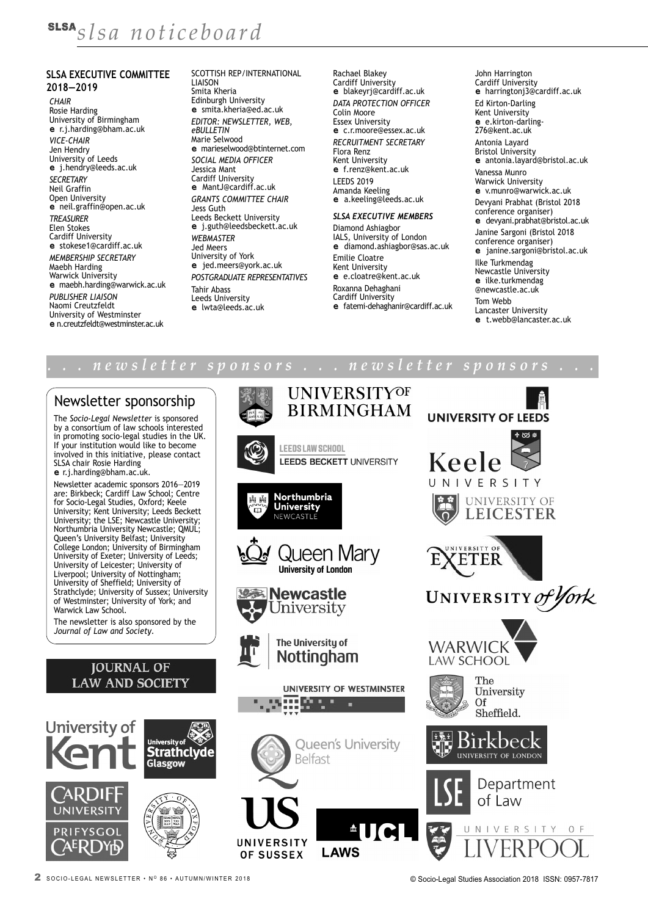# slsa noticeboard

## SLSA EXECUTIVE COMMITTEE 2018–2019

*CHAIR*
Rosie Harding
University of Birmingham
**e** r.j.harding@bham.ac.uk

*VICE-CHAIR*
Jen Hendry
University of Leeds
**e** j.hendry@leeds.ac.uk

*SECRETARY*
Neil Graffin
Open University
**e** neil.graffin@open.ac.uk

*TREASURER*
Elen Stokes
Cardiff University
**e** stokese1@cardiff.ac.uk

*MEMBERSHIP SECRETARY*
Maebh Harding
Warwick University
**e** maebh.harding@warwick.ac.uk

*PUBLISHER LIAISON*
Naomi Creutzfeldt
University of Westminster
**e** n.creutzfeldt@westminster.ac.uk

SCOTTISH REP/INTERNATIONAL LIAISON
Smita Kheria
Edinburgh University
**e** smita.kheria@ed.ac.uk

*EDITOR: NEWSLETTER, WEB, eBULLETIN*
Marie Selwood
**e** marieselwood@btinternet.com

*SOCIAL MEDIA OFFICER*
Jessica Mant
Cardiff University
**e** MantJ@cardiff.ac.uk

*GRANTS COMMITTEE CHAIR*
Jess Guth
Leeds Beckett University
**e** j.guth@leedsbeckett.ac.uk

*WEBMASTER*
Jed Meers
University of York
**e** jed.meers@york.ac.uk

*POSTGRADUATE REPRESENTATIVES*
Tahir Abass
Leeds University
**e** lwta@leeds.ac.uk

Rachael Blakey
Cardiff University
**e** blakeyrj@cardiff.ac.uk

*DATA PROTECTION OFFICER*
Colin Moore
Essex University
**e** c.r.moore@essex.ac.uk

*RECRUITMENT SECRETARY*
Flora Renz
Kent University
**e** f.renz@kent.ac.uk

LEEDS 2019
Amanda Keeling
**e** a.keeling@leeds.ac.uk

### *SLSA EXECUTIVE MEMBERS*

Diamond Ashiagbor
IALS, University of London
**e** diamond.ashiagbor@sas.ac.uk

Emilie Cloatre
Kent University
**e** e.cloatre@kent.ac.uk

Roxanna Dehaghani
Cardiff University
**e** fatemi-dehaghanir@cardiff.ac.uk

John Harrington
Cardiff University
**e** harringtonj3@cardiff.ac.uk

Ed Kirton-Darling
Kent University
**e** e.kirton-darling-276@kent.ac.uk

Antonia Layard
Bristol University
**e** antonia.layard@bristol.ac.uk

Vanessa Munro
Warwick University
**e** v.munro@warwick.ac.uk

Devyani Prabhat (Bristol 2018 conference organiser)
**e** devyani.prabhat@bristol.ac.uk

Janine Sargoni (Bristol 2018 conference organiser)
**e** janine.sargoni@bristol.ac.uk

Ilke Turkmendag
Newcastle University
**e** ilke.turkmendag@newcastle.ac.uk

Tom Webb
Lancaster University
**e** t.webb@lancaster.ac.uk

## . . . newsletter sponsors . . . newsletter sponsors . . .

### Newsletter sponsorship

The *Socio-Legal Newsletter* is sponsored by a consortium of law schools interested in promoting socio-legal studies in the UK. If your institution would like to become involved in this initiative, please contact SLSA chair Rosie Harding **e** r.j.harding@bham.ac.uk.

Newsletter academic sponsors 2016–2019 are: Birkbeck; Cardiff Law School; Centre for Socio-Legal Studies, Oxford; Keele University; Kent University; Leeds Beckett University; the LSE; Newcastle University; Northumbria University Newcastle; QMUL; Queen's University Belfast; University College London; University of Birmingham University of Exeter; University of Leeds; University of Leicester; University of Liverpool; University of Nottingham; University of Sheffield; University of Strathclyde; University of Sussex; University of Westminster; University of York; and Warwick Law School.

The newsletter is also sponsored by the *Journal of Law and Society*.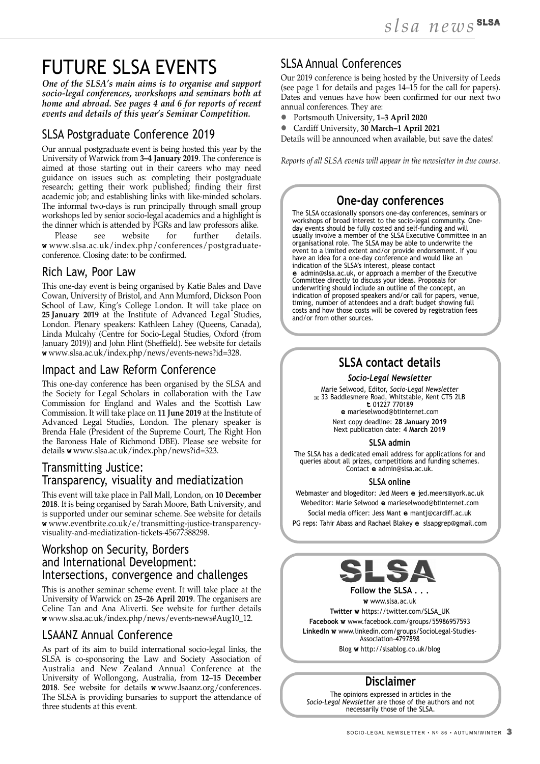# FUTURE SLSA EVENTS

***One of the SLSA's main aims is to organise and support socio-legal conferences, workshops and seminars both at home and abroad. See pages 4 and 6 for reports of recent events and details of this year's Seminar Competition.***

## SLSA Postgraduate Conference 2019

Our annual postgraduate event is being hosted this year by the University of Warwick from **3–4 January 2019**. The conference is aimed at those starting out in their careers who may need guidance on issues such as: completing their postgraduate research; getting their work published; finding their first academic job; and establishing links with like-minded scholars. The informal two-days is run principally through small group workshops led by senior socio-legal academics and a highlight is the dinner which is attended by PGRs and law professors alike.

Please see website for further details. **w** www.slsa.ac.uk/index.php/conferences/postgraduate-conference. Closing date: to be confirmed.

## Rich Law, Poor Law

This one-day event is being organised by Katie Bales and Dave Cowan, University of Bristol, and Ann Mumford, Dickson Poon School of Law, King's College London. It will take place on **25 January 2019** at the Institute of Advanced Legal Studies, London. Plenary speakers: Kathleen Lahey (Queens, Canada), Linda Mulcahy (Centre for Socio-Legal Studies, Oxford (from January 2019)) and John Flint (Sheffield). See website for details **w** www.slsa.ac.uk/index.php/news/events-news?id=328.

## Impact and Law Reform Conference

This one-day conference has been organised by the SLSA and the Society for Legal Scholars in collaboration with the Law Commission for England and Wales and the Scottish Law Commission. It will take place on **11 June 2019** at the Institute of Advanced Legal Studies, London. The plenary speaker is Brenda Hale (President of the Supreme Court, The Right Hon the Baroness Hale of Richmond DBE). Please see website for details **w** www.slsa.ac.uk/index.php/news?id=323.

## Transmitting Justice: Transparency, visuality and mediatization

This event will take place in Pall Mall, London, on **10 December 2018**. It is being organised by Sarah Moore, Bath University, and is supported under our seminar scheme. See website for details **w** www.eventbrite.co.uk/e/transmitting-justice-transparency-visuality-and-mediatization-tickets-45677388298.

## Workshop on Security, Borders and International Development: Intersections, convergence and challenges

This is another seminar scheme event. It will take place at the University of Warwick on **25–26 April 2019**. The organisers are Celine Tan and Ana Aliverti. See website for further details **w** www.slsa.ac.uk/index.php/news/events-news#Aug10_12.

## LSAANZ Annual Conference

As part of its aim to build international socio-legal links, the SLSA is co-sponsoring the Law and Society Association of Australia and New Zealand Annual Conference at the University of Wollongong, Australia, from **12–15 December 2018**. See website for details **w** www.lsaanz.org/conferences. The SLSA is providing bursaries to support the attendance of three students at this event.

## SLSA Annual Conferences

Our 2019 conference is being hosted by the University of Leeds (see page 1 for details and pages 14–15 for the call for papers). Dates and venues have how been confirmed for our next two annual conferences. They are:

- Portsmouth University, **1–3 April 2020**
- Cardiff University, **30 March–1 April 2021**

Details will be announced when available, but save the dates!

*Reports of all SLSA events will appear in the newsletter in due course.*

## One-day conferences

The SLSA occasionally sponsors one-day conferences, seminars or workshops of broad interest to the socio-legal community. One-day events should be fully costed and self-funding and will usually involve a member of the SLSA Executive Committee in an organisational role. The SLSA may be able to underwrite the event to a limited extent and/or provide endorsement. If you have an idea for a one-day conference and would like an indication of the SLSA's interest, please contact **e** admin@slsa.ac.uk, or approach a member of the Executive Committee directly to discuss your ideas. Proposals for underwriting should include an outline of the concept, an indication of proposed speakers and/or call for papers, venue, timing, number of attendees and a draft budget showing full costs and how those costs will be covered by registration fees and/or from other sources.

## SLSA contact details

### *Socio-Legal Newsletter*

Marie Selwood, Editor, *Socio-Legal Newsletter*
✉ 33 Baddlesmere Road, Whitstable, Kent CT5 2LB
**t** 01227 770189
**e** marieselwood@btinternet.com
Next copy deadline: **28 January 2019**
Next publication date: **4 March 2019**

### SLSA admin

The SLSA has a dedicated email address for applications for and queries about all prizes, competitions and funding schemes. Contact **e** admin@slsa.ac.uk.

### SLSA online

Webmaster and blogeditor: Jed Meers **e** jed.meers@york.ac.uk
Webeditor: Marie Selwood **e** marieselwood@btinternet.com
Social media officer: Jess Mant **e** mantj@cardiff.ac.uk
PG reps: Tahir Abass and Rachael Blakey **e** slsapgrep@gmail.com

SLSA

**Follow the SLSA . . .**

**w** www.slsa.ac.uk
**Twitter w** https://twitter.com/SLSA_UK
**Facebook w** www.facebook.com/groups/55986957593
**LinkedIn w** www.linkedin.com/groups/SocioLegal-Studies-Association-4797898
Blog **w** http://slsablog.co.uk/blog

## Disclaimer

The opinions expressed in articles in the *Socio-Legal Newsletter* are those of the authors and not necessarily those of the SLSA.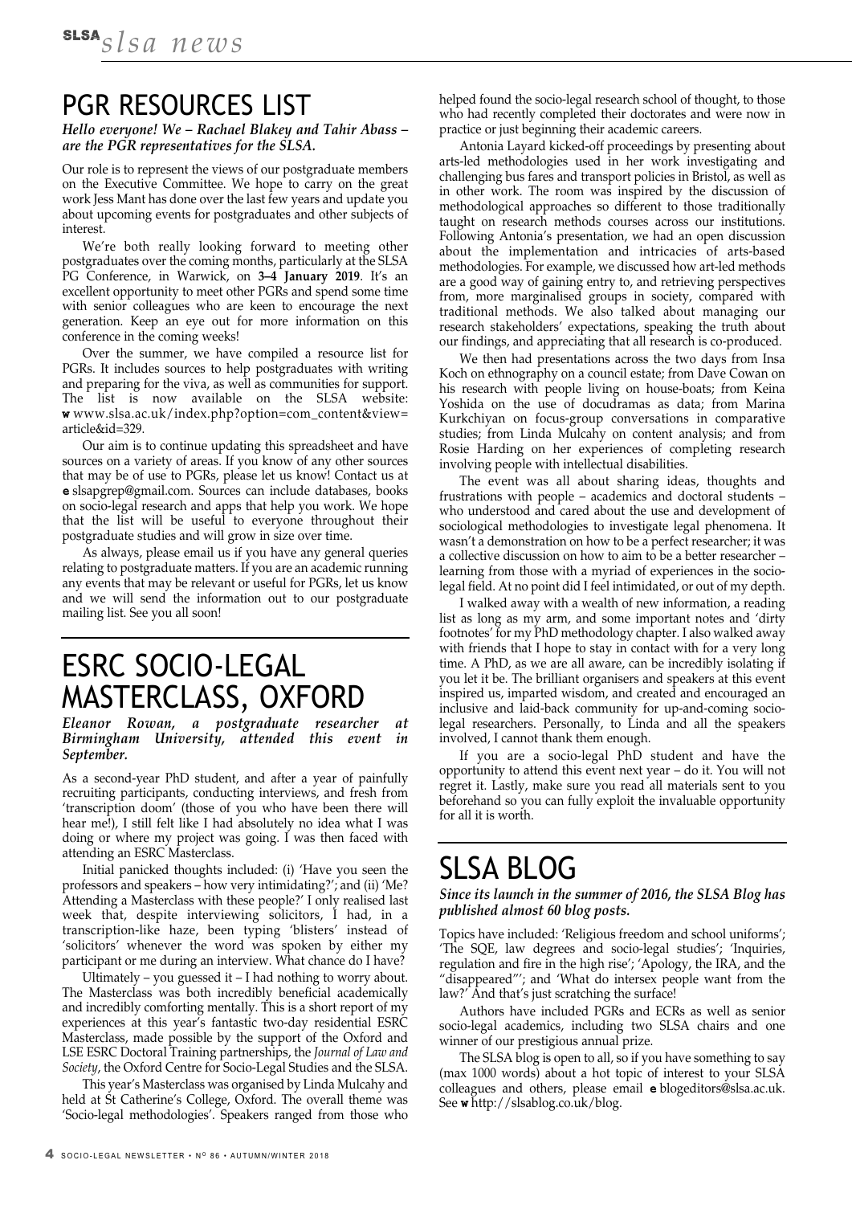# PGR RESOURCES LIST

***Hello everyone! We – Rachael Blakey and Tahir Abass – are the PGR representatives for the SLSA.***

Our role is to represent the views of our postgraduate members on the Executive Committee. We hope to carry on the great work Jess Mant has done over the last few years and update you about upcoming events for postgraduates and other subjects of interest.

We're both really looking forward to meeting other postgraduates over the coming months, particularly at the SLSA PG Conference, in Warwick, on **3–4 January 2019**. It's an excellent opportunity to meet other PGRs and spend some time with senior colleagues who are keen to encourage the next generation. Keep an eye out for more information on this conference in the coming weeks!

Over the summer, we have compiled a resource list for PGRs. It includes sources to help postgraduates with writing and preparing for the viva, as well as communities for support. The list is now available on the SLSA website: **w** www.slsa.ac.uk/index.php?option=com_content&view=article&id=329.

Our aim is to continue updating this spreadsheet and have sources on a variety of areas. If you know of any other sources that may be of use to PGRs, please let us know! Contact us at **e** slsapgrep@gmail.com. Sources can include databases, books on socio-legal research and apps that help you work. We hope that the list will be useful to everyone throughout their postgraduate studies and will grow in size over time.

As always, please email us if you have any general queries relating to postgraduate matters. If you are an academic running any events that may be relevant or useful for PGRs, let us know and we will send the information out to our postgraduate mailing list. See you all soon!

# ESRC SOCIO-LEGAL MASTERCLASS, OXFORD

***Eleanor Rowan, a postgraduate researcher at Birmingham University, attended this event in September.***

As a second-year PhD student, and after a year of painfully recruiting participants, conducting interviews, and fresh from 'transcription doom' (those of you who have been there will hear me!), I still felt like I had absolutely no idea what I was doing or where my project was going. I was then faced with attending an ESRC Masterclass.

Initial panicked thoughts included: (i) 'Have you seen the professors and speakers – how very intimidating?'; and (ii) 'Me? Attending a Masterclass with these people?' I only realised last week that, despite interviewing solicitors, I had, in a transcription-like haze, been typing 'blisters' instead of 'solicitors' whenever the word was spoken by either my participant or me during an interview. What chance do I have?

Ultimately – you guessed it – I had nothing to worry about. The Masterclass was both incredibly beneficial academically and incredibly comforting mentally. This is a short report of my experiences at this year's fantastic two-day residential ESRC Masterclass, made possible by the support of the Oxford and LSE ESRC Doctoral Training partnerships, the *Journal of Law and Society*, the Oxford Centre for Socio-Legal Studies and the SLSA.

This year's Masterclass was organised by Linda Mulcahy and held at St Catherine's College, Oxford. The overall theme was 'Socio-legal methodologies'. Speakers ranged from those who helped found the socio-legal research school of thought, to those who had recently completed their doctorates and were now in practice or just beginning their academic careers.

Antonia Layard kicked-off proceedings by presenting about arts-led methodologies used in her work investigating and challenging bus fares and transport policies in Bristol, as well as in other work. The room was inspired by the discussion of methodological approaches so different to those traditionally taught on research methods courses across our institutions. Following Antonia's presentation, we had an open discussion about the implementation and intricacies of arts-based methodologies. For example, we discussed how art-led methods are a good way of gaining entry to, and retrieving perspectives from, more marginalised groups in society, compared with traditional methods. We also talked about managing our research stakeholders' expectations, speaking the truth about our findings, and appreciating that all research is co-produced.

We then had presentations across the two days from Insa Koch on ethnography on a council estate; from Dave Cowan on his research with people living on house-boats; from Keina Yoshida on the use of docudramas as data; from Marina Kurkchiyan on focus-group conversations in comparative studies; from Linda Mulcahy on content analysis; and from Rosie Harding on her experiences of completing research involving people with intellectual disabilities.

The event was all about sharing ideas, thoughts and frustrations with people – academics and doctoral students – who understood and cared about the use and development of sociological methodologies to investigate legal phenomena. It wasn't a demonstration on how to be a perfect researcher; it was a collective discussion on how to aim to be a better researcher – learning from those with a myriad of experiences in the socio-legal field. At no point did I feel intimidated, or out of my depth.

I walked away with a wealth of new information, a reading list as long as my arm, and some important notes and 'dirty footnotes' for my PhD methodology chapter. I also walked away with friends that I hope to stay in contact with for a very long time. A PhD, as we are all aware, can be incredibly isolating if you let it be. The brilliant organisers and speakers at this event inspired us, imparted wisdom, and created and encouraged an inclusive and laid-back community for up-and-coming socio-legal researchers. Personally, to Linda and all the speakers involved, I cannot thank them enough.

If you are a socio-legal PhD student and have the opportunity to attend this event next year – do it. You will not regret it. Lastly, make sure you read all materials sent to you beforehand so you can fully exploit the invaluable opportunity for all it is worth.

# SLSA BLOG

***Since its launch in the summer of 2016, the SLSA Blog has published almost 60 blog posts.***

Topics have included: 'Religious freedom and school uniforms'; 'The SQE, law degrees and socio-legal studies'; 'Inquiries, regulation and fire in the high rise'; 'Apology, the IRA, and the "disappeared"'; and 'What do intersex people want from the law?' And that's just scratching the surface!

Authors have included PGRs and ECRs as well as senior socio-legal academics, including two SLSA chairs and one winner of our prestigious annual prize.

The SLSA blog is open to all, so if you have something to say (max 1000 words) about a hot topic of interest to your SLSA colleagues and others, please email **e** blogeditors@slsa.ac.uk. See **w** http://slsablog.co.uk/blog.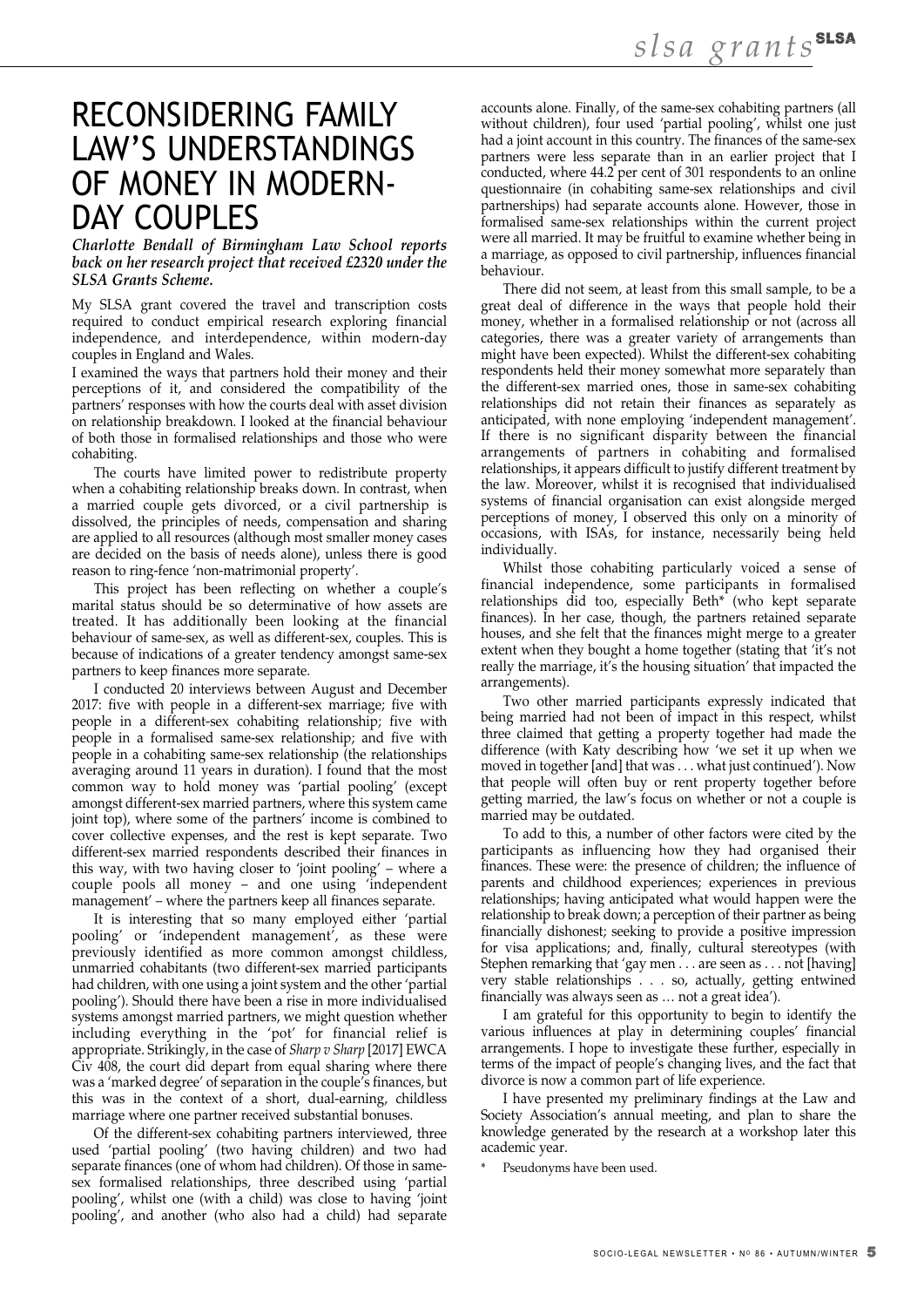# RECONSIDERING FAMILY LAW'S UNDERSTANDINGS OF MONEY IN MODERN-DAY COUPLES

***Charlotte Bendall of Birmingham Law School reports back on her research project that received £2320 under the SLSA Grants Scheme.***

My SLSA grant covered the travel and transcription costs required to conduct empirical research exploring financial independence, and interdependence, within modern-day couples in England and Wales.

I examined the ways that partners hold their money and their perceptions of it, and considered the compatibility of the partners' responses with how the courts deal with asset division on relationship breakdown. I looked at the financial behaviour of both those in formalised relationships and those who were cohabiting.

The courts have limited power to redistribute property when a cohabiting relationship breaks down. In contrast, when a married couple gets divorced, or a civil partnership is dissolved, the principles of needs, compensation and sharing are applied to all resources (although most smaller money cases are decided on the basis of needs alone), unless there is good reason to ring-fence 'non-matrimonial property'.

This project has been reflecting on whether a couple's marital status should be so determinative of how assets are treated. It has additionally been looking at the financial behaviour of same-sex, as well as different-sex, couples. This is because of indications of a greater tendency amongst same-sex partners to keep finances more separate.

I conducted 20 interviews between August and December 2017: five with people in a different-sex marriage; five with people in a different-sex cohabiting relationship; five with people in a formalised same-sex relationship; and five with people in a cohabiting same-sex relationship (the relationships averaging around 11 years in duration). I found that the most common way to hold money was 'partial pooling' (except amongst different-sex married partners, where this system came joint top), where some of the partners' income is combined to cover collective expenses, and the rest is kept separate. Two different-sex married respondents described their finances in this way, with two having closer to 'joint pooling' – where a couple pools all money – and one using 'independent management' – where the partners keep all finances separate.

It is interesting that so many employed either 'partial pooling' or 'independent management', as these were previously identified as more common amongst childless, unmarried cohabitants (two different-sex married participants had children, with one using a joint system and the other 'partial pooling'). Should there have been a rise in more individualised systems amongst married partners, we might question whether including everything in the 'pot' for financial relief is appropriate. Strikingly, in the case of *Sharp v Sharp* [2017] EWCA Civ 408, the court did depart from equal sharing where there was a 'marked degree' of separation in the couple's finances, but this was in the context of a short, dual-earning, childless marriage where one partner received substantial bonuses.

Of the different-sex cohabiting partners interviewed, three used 'partial pooling' (two having children) and two had separate finances (one of whom had children). Of those in same-sex formalised relationships, three described using 'partial pooling', whilst one (with a child) was close to having 'joint pooling', and another (who also had a child) had separate accounts alone. Finally, of the same-sex cohabiting partners (all without children), four used 'partial pooling', whilst one just had a joint account in this country. The finances of the same-sex partners were less separate than in an earlier project that I conducted, where 44.2 per cent of 301 respondents to an online questionnaire (in cohabiting same-sex relationships and civil partnerships) had separate accounts alone. However, those in formalised same-sex relationships within the current project were all married. It may be fruitful to examine whether being in a marriage, as opposed to civil partnership, influences financial behaviour.

There did not seem, at least from this small sample, to be a great deal of difference in the ways that people hold their money, whether in a formalised relationship or not (across all categories, there was a greater variety of arrangements than might have been expected). Whilst the different-sex cohabiting respondents held their money somewhat more separately than the different-sex married ones, those in same-sex cohabiting relationships did not retain their finances as separately as anticipated, with none employing 'independent management'. If there is no significant disparity between the financial arrangements of partners in cohabiting and formalised relationships, it appears difficult to justify different treatment by the law. Moreover, whilst it is recognised that individualised systems of financial organisation can exist alongside merged perceptions of money, I observed this only on a minority of occasions, with ISAs, for instance, necessarily being held individually.

Whilst those cohabiting particularly voiced a sense of financial independence, some participants in formalised relationships did too, especially Beth* (who kept separate finances). In her case, though, the partners retained separate houses, and she felt that the finances might merge to a greater extent when they bought a home together (stating that 'it's not really the marriage, it's the housing situation' that impacted the arrangements).

Two other married participants expressly indicated that being married had not been of impact in this respect, whilst three claimed that getting a property together had made the difference (with Katy describing how 'we set it up when we moved in together [and] that was . . . what just continued'). Now that people will often buy or rent property together before getting married, the law's focus on whether or not a couple is married may be outdated.

To add to this, a number of other factors were cited by the participants as influencing how they had organised their finances. These were: the presence of children; the influence of parents and childhood experiences; experiences in previous relationships; having anticipated what would happen were the relationship to break down; a perception of their partner as being financially dishonest; seeking to provide a positive impression for visa applications; and, finally, cultural stereotypes (with Stephen remarking that 'gay men . . . are seen as . . . not [having] very stable relationships . . . so, actually, getting entwined financially was always seen as … not a great idea').

I am grateful for this opportunity to begin to identify the various influences at play in determining couples' financial arrangements. I hope to investigate these further, especially in terms of the impact of people's changing lives, and the fact that divorce is now a common part of life experience.

I have presented my preliminary findings at the Law and Society Association's annual meeting, and plan to share the knowledge generated by the research at a workshop later this academic year.

\* Pseudonyms have been used.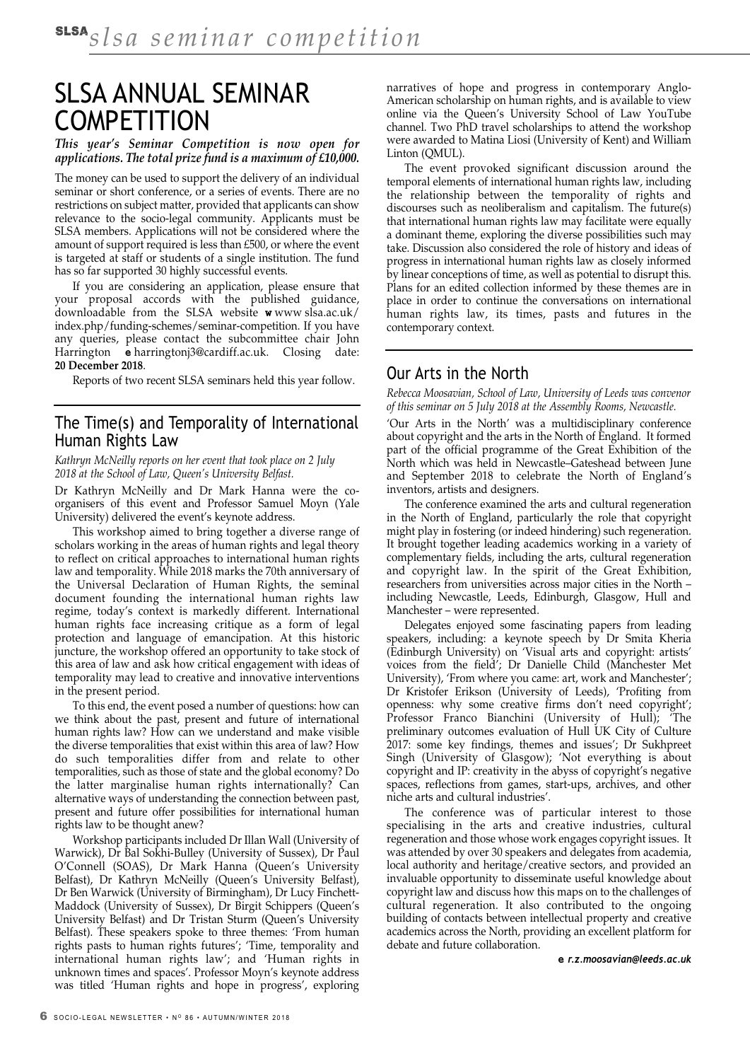# SLSA ANNUAL SEMINAR COMPETITION

***This year's Seminar Competition is now open for applications. The total prize fund is a maximum of £10,000.***

The money can be used to support the delivery of an individual seminar or short conference, or a series of events. There are no restrictions on subject matter, provided that applicants can show relevance to the socio-legal community. Applicants must be SLSA members. Applications will not be considered where the amount of support required is less than £500, or where the event is targeted at staff or students of a single institution. The fund has so far supported 30 highly successful events.

If you are considering an application, please ensure that your proposal accords with the published guidance, downloadable from the SLSA website **w** www slsa.ac.uk/ index.php/funding-schemes/seminar-competition. If you have any queries, please contact the subcommittee chair John Harrington **e** harringtonj3@cardiff.ac.uk. Closing date: **20 December 2018**.

Reports of two recent SLSA seminars held this year follow.

## The Time(s) and Temporality of International Human Rights Law

*Kathryn McNeilly reports on her event that took place on 2 July 2018 at the School of Law, Queen's University Belfast.*

Dr Kathryn McNeilly and Dr Mark Hanna were the co-organisers of this event and Professor Samuel Moyn (Yale University) delivered the event's keynote address.

This workshop aimed to bring together a diverse range of scholars working in the areas of human rights and legal theory to reflect on critical approaches to international human rights law and temporality. While 2018 marks the 70th anniversary of the Universal Declaration of Human Rights, the seminal document founding the international human rights law regime, today's context is markedly different. International human rights face increasing critique as a form of legal protection and language of emancipation. At this historic juncture, the workshop offered an opportunity to take stock of this area of law and ask how critical engagement with ideas of temporality may lead to creative and innovative interventions in the present period.

To this end, the event posed a number of questions: how can we think about the past, present and future of international human rights law? How can we understand and make visible the diverse temporalities that exist within this area of law? How do such temporalities differ from and relate to other temporalities, such as those of state and the global economy? Do the latter marginalise human rights internationally? Can alternative ways of understanding the connection between past, present and future offer possibilities for international human rights law to be thought anew?

Workshop participants included Dr Illan Wall (University of Warwick), Dr Bal Sokhi-Bulley (University of Sussex), Dr Paul O'Connell (SOAS), Dr Mark Hanna (Queen's University Belfast), Dr Kathryn McNeilly (Queen's University Belfast), Dr Ben Warwick (University of Birmingham), Dr Lucy Finchett-Maddock (University of Sussex), Dr Birgit Schippers (Queen's University Belfast) and Dr Tristan Sturm (Queen's University Belfast). These speakers spoke to three themes: 'From human rights pasts to human rights futures'; 'Time, temporality and international human rights law'; and 'Human rights in unknown times and spaces'. Professor Moyn's keynote address was titled 'Human rights and hope in progress', exploring narratives of hope and progress in contemporary Anglo-American scholarship on human rights, and is available to view online via the Queen's University School of Law YouTube channel. Two PhD travel scholarships to attend the workshop were awarded to Matina Liosi (University of Kent) and William Linton (QMUL).

The event provoked significant discussion around the temporal elements of international human rights law, including the relationship between the temporality of rights and discourses such as neoliberalism and capitalism. The future(s) that international human rights law may facilitate were equally a dominant theme, exploring the diverse possibilities such may take. Discussion also considered the role of history and ideas of progress in international human rights law as closely informed by linear conceptions of time, as well as potential to disrupt this. Plans for an edited collection informed by these themes are in place in order to continue the conversations on international human rights law, its times, pasts and futures in the contemporary context.

## Our Arts in the North

*Rebecca Moosavian, School of Law, University of Leeds was convenor of this seminar on 5 July 2018 at the Assembly Rooms, Newcastle.*

'Our Arts in the North' was a multidisciplinary conference about copyright and the arts in the North of England. It formed part of the official programme of the Great Exhibition of the North which was held in Newcastle–Gateshead between June and September 2018 to celebrate the North of England's inventors, artists and designers.

The conference examined the arts and cultural regeneration in the North of England, particularly the role that copyright might play in fostering (or indeed hindering) such regeneration. It brought together leading academics working in a variety of complementary fields, including the arts, cultural regeneration and copyright law. In the spirit of the Great Exhibition, researchers from universities across major cities in the North – including Newcastle, Leeds, Edinburgh, Glasgow, Hull and Manchester – were represented.

Delegates enjoyed some fascinating papers from leading speakers, including: a keynote speech by Dr Smita Kheria (Edinburgh University) on 'Visual arts and copyright: artists' voices from the field'; Dr Danielle Child (Manchester Met University), 'From where you came: art, work and Manchester'; Dr Kristofer Erikson (University of Leeds), 'Profiting from openness: why some creative firms don't need copyright'; Professor Franco Bianchini (University of Hull); 'The preliminary outcomes evaluation of Hull UK City of Culture 2017: some key findings, themes and issues'; Dr Sukhpreet Singh (University of Glasgow); 'Not everything is about copyright and IP: creativity in the abyss of copyright's negative spaces, reflections from games, start-ups, archives, and other niche arts and cultural industries'.

The conference was of particular interest to those specialising in the arts and creative industries, cultural regeneration and those whose work engages copyright issues. It was attended by over 30 speakers and delegates from academia, local authority and heritage/creative sectors, and provided an invaluable opportunity to disseminate useful knowledge about copyright law and discuss how this maps on to the challenges of cultural regeneration. It also contributed to the ongoing building of contacts between intellectual property and creative academics across the North, providing an excellent platform for debate and future collaboration.

***e** r.z.moosavian@leeds.ac.uk*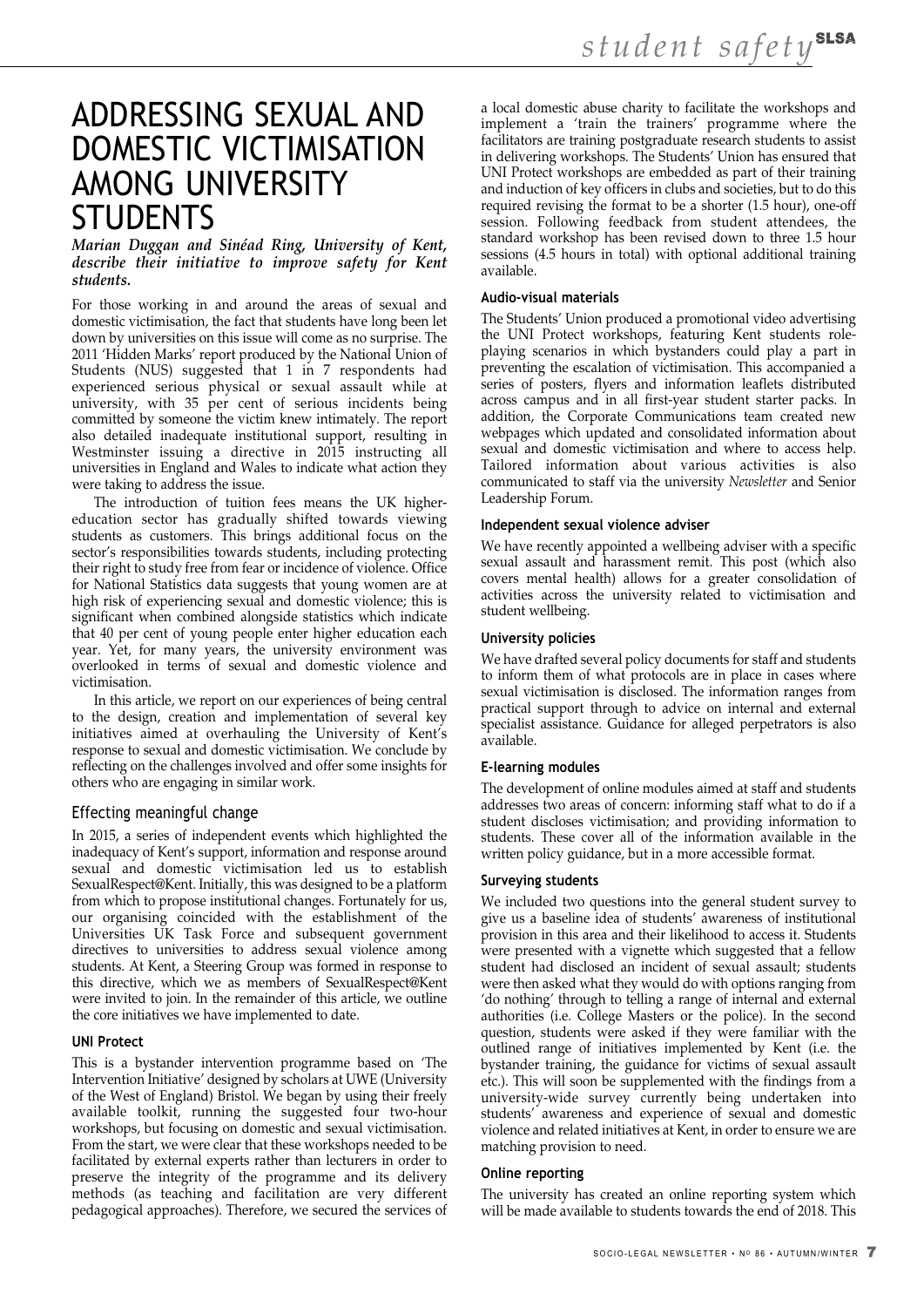# ADDRESSING SEXUAL AND DOMESTIC VICTIMISATION AMONG UNIVERSITY STUDENTS

***Marian Duggan and Sinéad Ring, University of Kent, describe their initiative to improve safety for Kent students.***

For those working in and around the areas of sexual and domestic victimisation, the fact that students have long been let down by universities on this issue will come as no surprise. The 2011 'Hidden Marks' report produced by the National Union of Students (NUS) suggested that 1 in 7 respondents had experienced serious physical or sexual assault while at university, with 35 per cent of serious incidents being committed by someone the victim knew intimately. The report also detailed inadequate institutional support, resulting in Westminster issuing a directive in 2015 instructing all universities in England and Wales to indicate what action they were taking to address the issue.

The introduction of tuition fees means the UK higher-education sector has gradually shifted towards viewing students as customers. This brings additional focus on the sector's responsibilities towards students, including protecting their right to study free from fear or incidence of violence. Office for National Statistics data suggests that young women are at high risk of experiencing sexual and domestic violence; this is significant when combined alongside statistics which indicate that 40 per cent of young people enter higher education each year. Yet, for many years, the university environment was overlooked in terms of sexual and domestic violence and victimisation.

In this article, we report on our experiences of being central to the design, creation and implementation of several key initiatives aimed at overhauling the University of Kent's response to sexual and domestic victimisation. We conclude by reflecting on the challenges involved and offer some insights for others who are engaging in similar work.

## Effecting meaningful change

In 2015, a series of independent events which highlighted the inadequacy of Kent's support, information and response around sexual and domestic victimisation led us to establish SexualRespect@Kent. Initially, this was designed to be a platform from which to propose institutional changes. Fortunately for us, our organising coincided with the establishment of the Universities UK Task Force and subsequent government directives to universities to address sexual violence among students. At Kent, a Steering Group was formed in response to this directive, which we as members of SexualRespect@Kent were invited to join. In the remainder of this article, we outline the core initiatives we have implemented to date.

### UNI Protect

This is a bystander intervention programme based on 'The Intervention Initiative' designed by scholars at UWE (University of the West of England) Bristol. We began by using their freely available toolkit, running the suggested four two-hour workshops, but focusing on domestic and sexual victimisation. From the start, we were clear that these workshops needed to be facilitated by external experts rather than lecturers in order to preserve the integrity of the programme and its delivery methods (as teaching and facilitation are very different pedagogical approaches). Therefore, we secured the services of a local domestic abuse charity to facilitate the workshops and implement a 'train the trainers' programme where the facilitators are training postgraduate research students to assist in delivering workshops. The Students' Union has ensured that UNI Protect workshops are embedded as part of their training and induction of key officers in clubs and societies, but to do this required revising the format to be a shorter (1.5 hour), one-off session. Following feedback from student attendees, the standard workshop has been revised down to three 1.5 hour sessions (4.5 hours in total) with optional additional training available.

### Audio-visual materials

The Students' Union produced a promotional video advertising the UNI Protect workshops, featuring Kent students role-playing scenarios in which bystanders could play a part in preventing the escalation of victimisation. This accompanied a series of posters, flyers and information leaflets distributed across campus and in all first-year student starter packs. In addition, the Corporate Communications team created new webpages which updated and consolidated information about sexual and domestic victimisation and where to access help. Tailored information about various activities is also communicated to staff via the university *Newsletter* and Senior Leadership Forum.

### Independent sexual violence adviser

We have recently appointed a wellbeing adviser with a specific sexual assault and harassment remit. This post (which also covers mental health) allows for a greater consolidation of activities across the university related to victimisation and student wellbeing.

### University policies

We have drafted several policy documents for staff and students to inform them of what protocols are in place in cases where sexual victimisation is disclosed. The information ranges from practical support through to advice on internal and external specialist assistance. Guidance for alleged perpetrators is also available.

### E-learning modules

The development of online modules aimed at staff and students addresses two areas of concern: informing staff what to do if a student discloses victimisation; and providing information to students. These cover all of the information available in the written policy guidance, but in a more accessible format.

### Surveying students

We included two questions into the general student survey to give us a baseline idea of students' awareness of institutional provision in this area and their likelihood to access it. Students were presented with a vignette which suggested that a fellow student had disclosed an incident of sexual assault; students were then asked what they would do with options ranging from 'do nothing' through to telling a range of internal and external authorities (i.e. College Masters or the police). In the second question, students were asked if they were familiar with the outlined range of initiatives implemented by Kent (i.e. the bystander training, the guidance for victims of sexual assault etc.). This will soon be supplemented with the findings from a university-wide survey currently being undertaken into students' awareness and experience of sexual and domestic violence and related initiatives at Kent, in order to ensure we are matching provision to need.

### Online reporting

The university has created an online reporting system which will be made available to students towards the end of 2018. This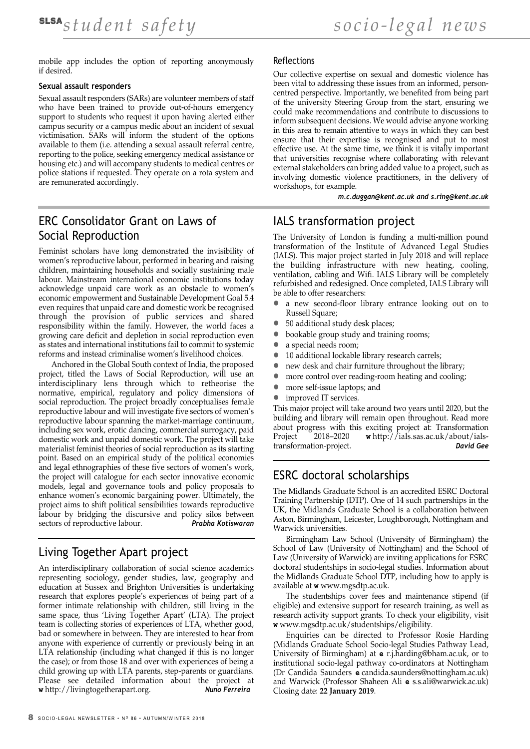mobile app includes the option of reporting anonymously if desired.

### Sexual assault responders

Sexual assault responders (SARs) are volunteer members of staff who have been trained to provide out-of-hours emergency support to students who request it upon having alerted either campus security or a campus medic about an incident of sexual victimisation. SARs will inform the student of the options available to them (i.e. attending a sexual assault referral centre, reporting to the police, seeking emergency medical assistance or housing etc.) and will accompany students to medical centres or police stations if requested. They operate on a rota system and are remunerated accordingly.

### Reflections

Our collective expertise on sexual and domestic violence has been vital to addressing these issues from an informed, person-centred perspective. Importantly, we benefited from being part of the university Steering Group from the start, ensuring we could make recommendations and contribute to discussions to inform subsequent decisions. We would advise anyone working in this area to remain attentive to ways in which they can best ensure that their expertise is recognised and put to most effective use. At the same time, we think it is vitally important that universities recognise where collaborating with relevant external stakeholders can bring added value to a project, such as involving domestic violence practitioners, in the delivery of workshops, for example.

***m.c.duggan@kent.ac.uk and s.ring@kent.ac.uk***

## ERC Consolidator Grant on Laws of Social Reproduction

Feminist scholars have long demonstrated the invisibility of women's reproductive labour, performed in bearing and raising children, maintaining households and socially sustaining male labour. Mainstream international economic institutions today acknowledge unpaid care work as an obstacle to women's economic empowerment and Sustainable Development Goal 5.4 even requires that unpaid care and domestic work be recognised through the provision of public services and shared responsibility within the family. However, the world faces a growing care deficit and depletion in social reproduction even as states and international institutions fail to commit to systemic reforms and instead criminalise women's livelihood choices.

Anchored in the Global South context of India, the proposed project, titled the Laws of Social Reproduction, will use an interdisciplinary lens through which to retheorise the normative, empirical, regulatory and policy dimensions of social reproduction. The project broadly conceptualises female reproductive labour and will investigate five sectors of women's reproductive labour spanning the market-marriage continuum, including sex work, erotic dancing, commercial surrogacy, paid domestic work and unpaid domestic work. The project will take materialist feminist theories of social reproduction as its starting point. Based on an empirical study of the political economies and legal ethnographies of these five sectors of women's work, the project will catalogue for each sector innovative economic models, legal and governance tools and policy proposals to enhance women's economic bargaining power. Ultimately, the project aims to shift political sensibilities towards reproductive labour by bridging the discursive and policy silos between sectors of reproductive labour. ***Prabha Kotiswaran***

## Living Together Apart project

An interdisciplinary collaboration of social science academics representing sociology, gender studies, law, geography and education at Sussex and Brighton Universities is undertaking research that explores people's experiences of being part of a former intimate relationship with children, still living in the same space, thus 'Living Together Apart' (LTA). The project team is collecting stories of experiences of LTA, whether good, bad or somewhere in between. They are interested to hear from anyone with experience of currently or previously being in an LTA relationship (including what changed if this is no longer the case); or from those 18 and over with experiences of being a child growing up with LTA parents, step-parents or guardians. Please see detailed information about the project at **w** http://livingtogetherapart.org. ***Nuno Ferreira***

## IALS transformation project

The University of London is funding a multi-million pound transformation of the Institute of Advanced Legal Studies (IALS). This major project started in July 2018 and will replace the building infrastructure with new heating, cooling, ventilation, cabling and Wifi. IALS Library will be completely refurbished and redesigned. Once completed, IALS Library will be able to offer researchers:

- a new second-floor library entrance looking out on to Russell Square;
- 50 additional study desk places;
- bookable group study and training rooms;
- a special needs room;
- 10 additional lockable library research carrels;
- new desk and chair furniture throughout the library;
- more control over reading-room heating and cooling;
- more self-issue laptops; and
- improved IT services.

This major project will take around two years until 2020, but the building and library will remain open throughout. Read more about progress with this exciting project at: Transformation Project 2018–2020 **w** http://ials.sas.ac.uk/about/ials-transformation-project. ***David Gee***

## ESRC doctoral scholarships

The Midlands Graduate School is an accredited ESRC Doctoral Training Partnership (DTP). One of 14 such partnerships in the UK, the Midlands Graduate School is a collaboration between Aston, Birmingham, Leicester, Loughborough, Nottingham and Warwick universities.

Birmingham Law School (University of Birmingham) the School of Law (University of Nottingham) and the School of Law (University of Warwick) are inviting applications for ESRC doctoral studentships in socio-legal studies. Information about the Midlands Graduate School DTP, including how to apply is available at **w** www.mgsdtp.ac.uk.

The studentships cover fees and maintenance stipend (if eligible) and extensive support for research training, as well as research activity support grants. To check your eligibility, visit **w** www.mgsdtp.ac.uk/studentships/eligibility.

Enquiries can be directed to Professor Rosie Harding (Midlands Graduate School Socio-legal Studies Pathway Lead, University of Birmingham) at **e** r.j.harding@bham.ac.uk, or to institutional socio-legal pathway co-ordinators at Nottingham (Dr Candida Saunders **e** candida.saunders@nottingham.ac.uk) and Warwick (Professor Shaheen Ali **e** s.s.ali@warwick.ac.uk) Closing date: **22 January 2019**.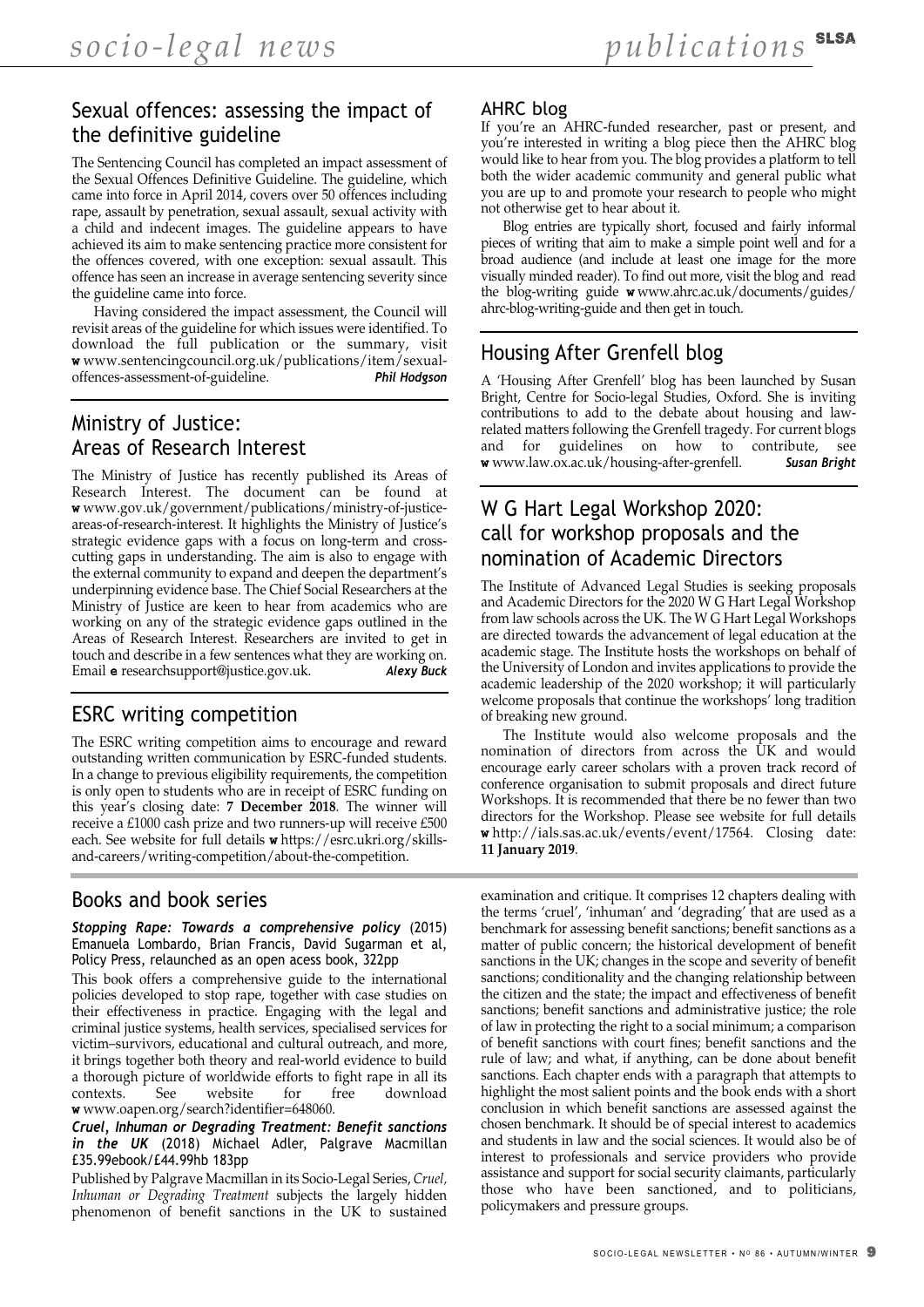## Sexual offences: assessing the impact of the definitive guideline

The Sentencing Council has completed an impact assessment of the Sexual Offences Definitive Guideline. The guideline, which came into force in April 2014, covers over 50 offences including rape, assault by penetration, sexual assault, sexual activity with a child and indecent images. The guideline appears to have achieved its aim to make sentencing practice more consistent for the offences covered, with one exception: sexual assault. This offence has seen an increase in average sentencing severity since the guideline came into force.

Having considered the impact assessment, the Council will revisit areas of the guideline for which issues were identified. To download the full publication or the summary, visit **w** www.sentencingcouncil.org.uk/publications/item/sexual-offences-assessment-of-guideline. ***Phil Hodgson***

## Ministry of Justice: Areas of Research Interest

The Ministry of Justice has recently published its Areas of Research Interest. The document can be found at **w** www.gov.uk/government/publications/ministry-of-justice-areas-of-research-interest. It highlights the Ministry of Justice's strategic evidence gaps with a focus on long-term and cross-cutting gaps in understanding. The aim is also to engage with the external community to expand and deepen the department's underpinning evidence base. The Chief Social Researchers at the Ministry of Justice are keen to hear from academics who are working on any of the strategic evidence gaps outlined in the Areas of Research Interest. Researchers are invited to get in touch and describe in a few sentences what they are working on. Email **e** researchsupport@justice.gov.uk. ***Alexy Buck***

## ESRC writing competition

The ESRC writing competition aims to encourage and reward outstanding written communication by ESRC-funded students. In a change to previous eligibility requirements, the competition is only open to students who are in receipt of ESRC funding on this year's closing date: **7 December 2018**. The winner will receive a £1000 cash prize and two runners-up will receive £500 each. See website for full details **w** https://esrc.ukri.org/skills-and-careers/writing-competition/about-the-competition.

### AHRC blog

If you're an AHRC-funded researcher, past or present, and you're interested in writing a blog piece then the AHRC blog would like to hear from you. The blog provides a platform to tell both the wider academic community and general public what you are up to and promote your research to people who might not otherwise get to hear about it.

Blog entries are typically short, focused and fairly informal pieces of writing that aim to make a simple point well and for a broad audience (and include at least one image for the more visually minded reader). To find out more, visit the blog and read the blog-writing guide **w** www.ahrc.ac.uk/documents/guides/ahrc-blog-writing-guide and then get in touch.

## Housing After Grenfell blog

A 'Housing After Grenfell' blog has been launched by Susan Bright, Centre for Socio-legal Studies, Oxford. She is inviting contributions to add to the debate about housing and law-related matters following the Grenfell tragedy. For current blogs and for guidelines on how to contribute, see **w** www.law.ox.ac.uk/housing-after-grenfell. ***Susan Bright***

## W G Hart Legal Workshop 2020: call for workshop proposals and the nomination of Academic Directors

The Institute of Advanced Legal Studies is seeking proposals and Academic Directors for the 2020 W G Hart Legal Workshop from law schools across the UK. The W G Hart Legal Workshops are directed towards the advancement of legal education at the academic stage. The Institute hosts the workshops on behalf of the University of London and invites applications to provide the academic leadership of the 2020 workshop; it will particularly welcome proposals that continue the workshops' long tradition of breaking new ground.

The Institute would also welcome proposals and the nomination of directors from across the UK and would encourage early career scholars with a proven track record of conference organisation to submit proposals and direct future Workshops. It is recommended that there be no fewer than two directors for the Workshop. Please see website for full details **w** http://ials.sas.ac.uk/events/event/17564. Closing date: **11 January 2019**.

## Books and book series

***Stopping Rape: Towards a comprehensive policy*** (2015) Emanuela Lombardo, Brian Francis, David Sugarman et al, Policy Press, relaunched as an open acess book, 322pp

This book offers a comprehensive guide to the international policies developed to stop rape, together with case studies on their effectiveness in practice. Engaging with the legal and criminal justice systems, health services, specialised services for victim–survivors, educational and cultural outreach, and more, it brings together both theory and real-world evidence to build a thorough picture of worldwide efforts to fight rape in all its contexts. See website for free download **w** www.oapen.org/search?identifier=648060.

***Cruel, Inhuman or Degrading Treatment: Benefit sanctions in the UK*** (2018) Michael Adler, Palgrave Macmillan £35.99ebook/£44.99hb 183pp

Published by Palgrave Macmillan in its Socio-Legal Series, *Cruel, Inhuman or Degrading Treatment* subjects the largely hidden phenomenon of benefit sanctions in the UK to sustained examination and critique. It comprises 12 chapters dealing with the terms 'cruel', 'inhuman' and 'degrading' that are used as a benchmark for assessing benefit sanctions; benefit sanctions as a matter of public concern; the historical development of benefit sanctions in the UK; changes in the scope and severity of benefit sanctions; conditionality and the changing relationship between the citizen and the state; the impact and effectiveness of benefit sanctions; benefit sanctions and administrative justice; the role of law in protecting the right to a social minimum; a comparison of benefit sanctions with court fines; benefit sanctions and the rule of law; and what, if anything, can be done about benefit sanctions. Each chapter ends with a paragraph that attempts to highlight the most salient points and the book ends with a short conclusion in which benefit sanctions are assessed against the chosen benchmark. It should be of special interest to academics and students in law and the social sciences. It would also be of interest to professionals and service providers who provide assistance and support for social security claimants, particularly those who have been sanctioned, and to politicians, policymakers and pressure groups.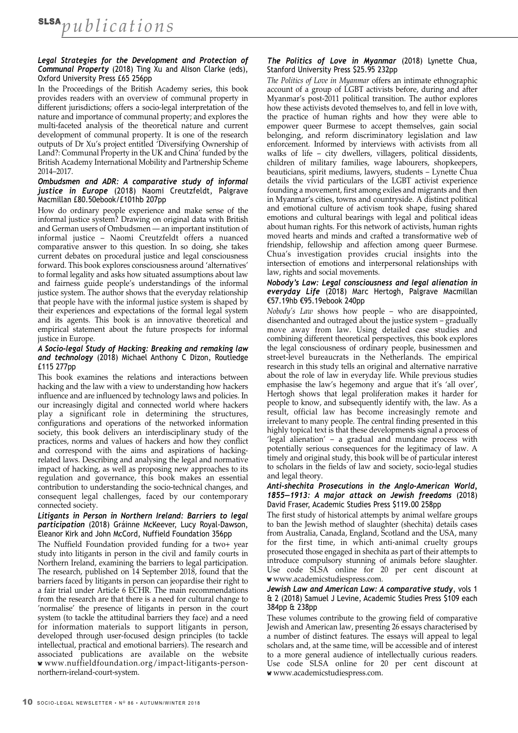## SLSA *publications*

***Legal Strategies for the Development and Protection of Communal Property*** (2018) Ting Xu and Alison Clarke (eds), Oxford University Press £65 256pp

In the Proceedings of the British Academy series, this book provides readers with an overview of communal property in different jurisdictions; offers a socio-legal interpretation of the nature and importance of communal property; and explores the multi-faceted analysis of the theoretical nature and current development of communal property. It is one of the research outputs of Dr Xu's project entitled 'Diversifying Ownership of Land?: Communal Property in the UK and China' funded by the British Academy International Mobility and Partnership Scheme 2014–2017.

***Ombudsmen and ADR: A comparative study of informal justice in Europe*** (2018) Naomi Creutzfeldt, Palgrave Macmillan £80.50ebook/£101hb 207pp

How do ordinary people experience and make sense of the informal justice system? Drawing on original data with British and German users of Ombudsmen — an important institution of informal justice – Naomi Creutzfeldt offers a nuanced comparative answer to this question. In so doing, she takes current debates on procedural justice and legal consciousness forward. This book explores consciousness around 'alternatives' to formal legality and asks how situated assumptions about law and fairness guide people's understandings of the informal justice system. The author shows that the everyday relationship that people have with the informal justice system is shaped by their experiences and expectations of the formal legal system and its agents. This book is an innovative theoretical and empirical statement about the future prospects for informal justice in Europe.

***A Socio-legal Study of Hacking: Breaking and remaking law and technology*** (2018) Michael Anthony C Dizon, Routledge £115 277pp

This book examines the relations and interactions between hacking and the law with a view to understanding how hackers influence and are influenced by technology laws and policies. In our increasingly digital and connected world where hackers play a significant role in determining the structures, configurations and operations of the networked information society, this book delivers an interdisciplinary study of the practices, norms and values of hackers and how they conflict and correspond with the aims and aspirations of hacking-related laws. Describing and analysing the legal and normative impact of hacking, as well as proposing new approaches to its regulation and governance, this book makes an essential contribution to understanding the socio-technical changes, and consequent legal challenges, faced by our contemporary connected society.

***Litigants in Person in Northern Ireland: Barriers to legal participation*** (2018) Gráinne McKeever, Lucy Royal-Dawson, Eleanor Kirk and John McCord, Nuffield Foundation 356pp

The Nuffield Foundation provided funding for a two+ year study into litigants in person in the civil and family courts in Northern Ireland, examining the barriers to legal participation. The research, published on 14 September 2018, found that the barriers faced by litigants in person can jeopardise their right to a fair trial under Article 6 ECHR. The main recommendations from the research are that there is a need for cultural change to 'normalise' the presence of litigants in person in the court system (to tackle the attitudinal barriers they face) and a need for information materials to support litigants in person, developed through user-focused design principles (to tackle intellectual, practical and emotional barriers). The research and associated publications are available on the website **w** www.nuffieldfoundation.org/impact-litigants-person-northern-ireland-court-system.

***The Politics of Love in Myanmar*** (2018) Lynette Chua, Stanford University Press $25.95 232pp

*The Politics of Love in Myanmar* offers an intimate ethnographic account of a group of LGBT activists before, during and after Myanmar's post-2011 political transition. The author explores how these activists devoted themselves to, and fell in love with, the practice of human rights and how they were able to empower queer Burmese to accept themselves, gain social belonging, and reform discriminatory legislation and law enforcement. Informed by interviews with activists from all walks of life – city dwellers, villagers, political dissidents, children of military families, wage labourers, shopkeepers, beauticians, spirit mediums, lawyers, students – Lynette Chua details the vivid particulars of the LGBT activist experience founding a movement, first among exiles and migrants and then in Myanmar's cities, towns and countryside. A distinct political and emotional culture of activism took shape, fusing shared emotions and cultural bearings with legal and political ideas about human rights. For this network of activists, human rights moved hearts and minds and crafted a transformative web of friendship, fellowship and affection among queer Burmese. Chua's investigation provides crucial insights into the intersection of emotions and interpersonal relationships with law, rights and social movements.

***Nobody's Law: Legal consciousness and legal alienation in everyday Life*** (2018) Marc Hertogh, Palgrave Macmillan €57.19hb €95.19ebook 240pp

*Nobody's Law* shows how people – who are disappointed, disenchanted and outraged about the justice system – gradually move away from law. Using detailed case studies and combining different theoretical perspectives, this book explores the legal consciousness of ordinary people, businessmen and street-level bureaucrats in the Netherlands. The empirical research in this study tells an original and alternative narrative about the role of law in everyday life. While previous studies emphasise the law's hegemony and argue that it's 'all over', Hertogh shows that legal proliferation makes it harder for people to know, and subsequently identify with, the law. As a result, official law has become increasingly remote and irrelevant to many people. The central finding presented in this highly topical text is that these developments signal a process of 'legal alienation' – a gradual and mundane process with potentially serious consequences for the legitimacy of law. A timely and original study, this book will be of particular interest to scholars in the fields of law and society, socio-legal studies and legal theory.

***Anti-shechita Prosecutions in the Anglo-American World, 1855—1913: A major attack on Jewish freedoms*** (2018) David Fraser, Academic Studies Press $119.00 258pp

The first study of historical attempts by animal welfare groups to ban the Jewish method of slaughter (shechita) details cases from Australia, Canada, England, Scotland and the USA, many for the first time, in which anti-animal cruelty groups prosecuted those engaged in shechita as part of their attempts to introduce compulsory stunning of animals before slaughter. Use code SLSA online for 20 per cent discount at **w** www.academicstudiespress.com.

***Jewish Law and American Law: A comparative study***, vols 1 & 2 (2018) Samuel J Levine, Academic Studies Press $109 each 384pp & 238pp

These volumes contribute to the growing field of comparative Jewish and American law, presenting 26 essays characterised by a number of distinct features. The essays will appeal to legal scholars and, at the same time, will be accessible and of interest to a more general audience of intellectually curious readers. Use code SLSA online for 20 per cent discount at **w** www.academicstudiespress.com.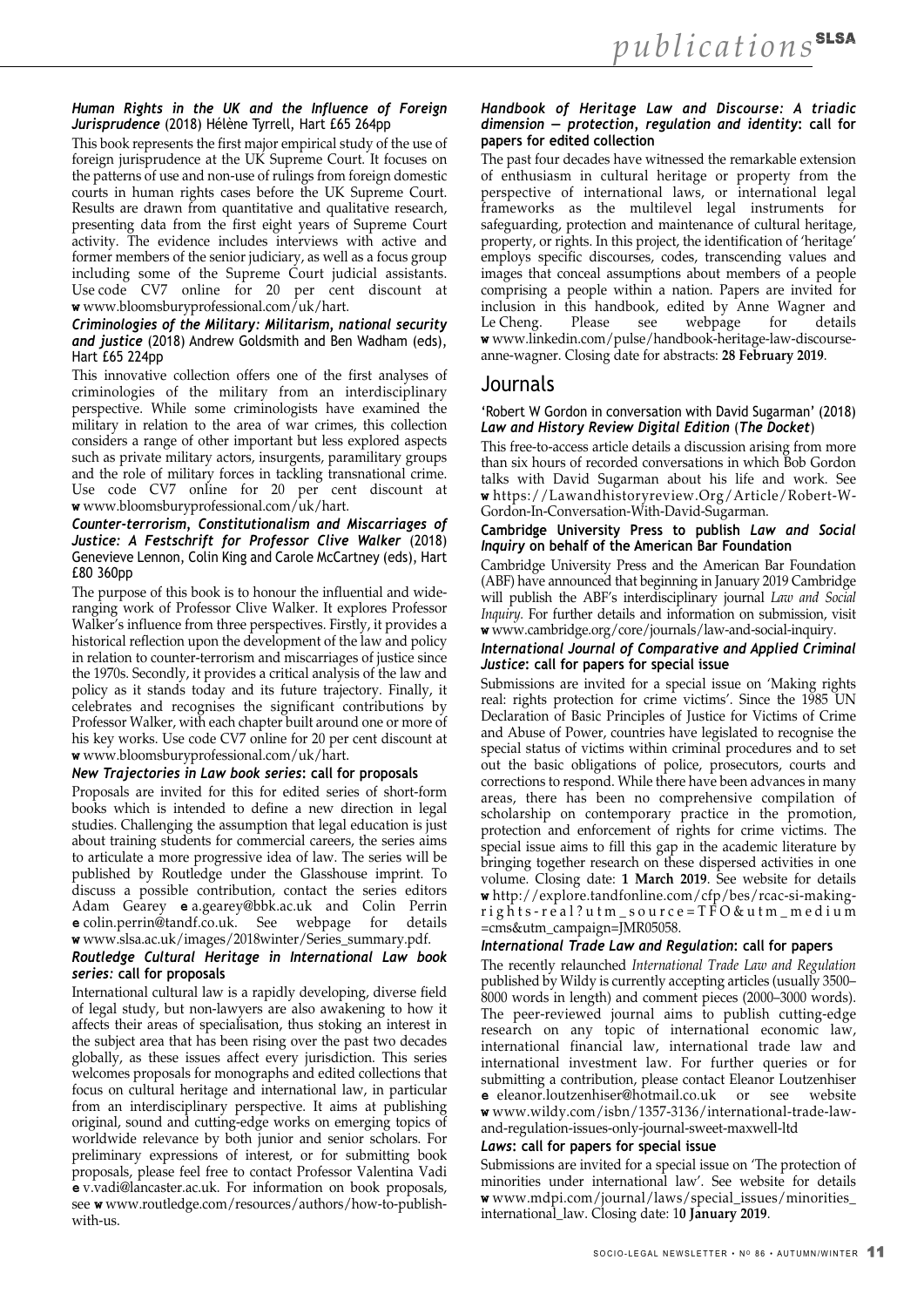### *Human Rights in the UK and the Influence of Foreign Jurisprudence* (2018) Hélène Tyrrell, Hart £65 264pp

This book represents the first major empirical study of the use of foreign jurisprudence at the UK Supreme Court. It focuses on the patterns of use and non-use of rulings from foreign domestic courts in human rights cases before the UK Supreme Court. Results are drawn from quantitative and qualitative research, presenting data from the first eight years of Supreme Court activity. The evidence includes interviews with active and former members of the senior judiciary, as well as a focus group including some of the Supreme Court judicial assistants. Use code CV7 online for 20 per cent discount at **w** www.bloomsburyprofessional.com/uk/hart.

### *Criminologies of the Military: Militarism, national security and justice* (2018) Andrew Goldsmith and Ben Wadham (eds), Hart £65 224pp

This innovative collection offers one of the first analyses of criminologies of the military from an interdisciplinary perspective. While some criminologists have examined the military in relation to the area of war crimes, this collection considers a range of other important but less explored aspects such as private military actors, insurgents, paramilitary groups and the role of military forces in tackling transnational crime. Use code CV7 online for 20 per cent discount at **w** www.bloomsburyprofessional.com/uk/hart.

### *Counter-terrorism, Constitutionalism and Miscarriages of Justice: A Festschrift for Professor Clive Walker* (2018) Genevieve Lennon, Colin King and Carole McCartney (eds), Hart £80 360pp

The purpose of this book is to honour the influential and wide-ranging work of Professor Clive Walker. It explores Professor Walker's influence from three perspectives. Firstly, it provides a historical reflection upon the development of the law and policy in relation to counter-terrorism and miscarriages of justice since the 1970s. Secondly, it provides a critical analysis of the law and policy as it stands today and its future trajectory. Finally, it celebrates and recognises the significant contributions by Professor Walker, with each chapter built around one or more of his key works. Use code CV7 online for 20 per cent discount at **w** www.bloomsburyprofessional.com/uk/hart.

### *New Trajectories in Law book series*: call for proposals

Proposals are invited for this for edited series of short-form books which is intended to define a new direction in legal studies. Challenging the assumption that legal education is just about training students for commercial careers, the series aims to articulate a more progressive idea of law. The series will be published by Routledge under the Glasshouse imprint. To discuss a possible contribution, contact the series editors Adam Gearey **e** a.gearey@bbk.ac.uk and Colin Perrin **e** colin.perrin@tandf.co.uk. See webpage for details **w** www.slsa.ac.uk/images/2018winter/Series_summary.pdf.

### *Routledge Cultural Heritage in International Law book series:* call for proposals

International cultural law is a rapidly developing, diverse field of legal study, but non-lawyers are also awakening to how it affects their areas of specialisation, thus stoking an interest in the subject area that has been rising over the past two decades globally, as these issues affect every jurisdiction. This series welcomes proposals for monographs and edited collections that focus on cultural heritage and international law, in particular from an interdisciplinary perspective. It aims at publishing original, sound and cutting-edge works on emerging topics of worldwide relevance by both junior and senior scholars. For preliminary expressions of interest, or for submitting book proposals, please feel free to contact Professor Valentina Vadi **e** v.vadi@lancaster.ac.uk. For information on book proposals, see **w** www.routledge.com/resources/authors/how-to-publish-with-us.

### *Handbook of Heritage Law and Discourse: A triadic dimension – protection, regulation and identity*: call for papers for edited collection

The past four decades have witnessed the remarkable extension of enthusiasm in cultural heritage or property from the perspective of international laws, or international legal frameworks as the multilevel legal instruments for safeguarding, protection and maintenance of cultural heritage, property, or rights. In this project, the identification of 'heritage' employs specific discourses, codes, transcending values and images that conceal assumptions about members of a people comprising a people within a nation. Papers are invited for inclusion in this handbook, edited by Anne Wagner and Le Cheng. Please see webpage for details **w** www.linkedin.com/pulse/handbook-heritage-law-discourse-anne-wagner. Closing date for abstracts: **28 February 2019**.

## Journals

### 'Robert W Gordon in conversation with David Sugarman' (2018) *Law and History Review Digital Edition* (*The Docket*)

This free-to-access article details a discussion arising from more than six hours of recorded conversations in which Bob Gordon talks with David Sugarman about his life and work. See **w** https://Lawandhistoryreview.Org/Article/Robert-W-Gordon-In-Conversation-With-David-Sugarman.

### Cambridge University Press to publish *Law and Social Inquiry* on behalf of the American Bar Foundation

Cambridge University Press and the American Bar Foundation (ABF) have announced that beginning in January 2019 Cambridge will publish the ABF's interdisciplinary journal *Law and Social Inquiry*. For further details and information on submission, visit **w** www.cambridge.org/core/journals/law-and-social-inquiry.

### *International Journal of Comparative and Applied Criminal Justice*: call for papers for special issue

Submissions are invited for a special issue on 'Making rights real: rights protection for crime victims'. Since the 1985 UN Declaration of Basic Principles of Justice for Victims of Crime and Abuse of Power, countries have legislated to recognise the special status of victims within criminal procedures and to set out the basic obligations of police, prosecutors, courts and corrections to respond. While there have been advances in many areas, there has been no comprehensive compilation of scholarship on contemporary practice in the promotion, protection and enforcement of rights for crime victims. The special issue aims to fill this gap in the academic literature by bringing together research on these dispersed activities in one volume. Closing date: **1 March 2019**. See website for details **w** http://explore.tandfonline.com/cfp/bes/rcac-si-making-rights-real?utm_source=TFO&utm_medium=cms&utm_campaign=JMR05058.

### *International Trade Law and Regulation*: call for papers

The recently relaunched *International Trade Law and Regulation* published by Wildy is currently accepting articles (usually 3500–8000 words in length) and comment pieces (2000–3000 words). The peer-reviewed journal aims to publish cutting-edge research on any topic of international economic law, international financial law, international trade law and international investment law. For further queries or for submitting a contribution, please contact Eleanor Loutzenhiser **e** eleanor.loutzenhiser@hotmail.co.uk or see website **w** www.wildy.com/isbn/1357-3136/international-trade-law-and-regulation-issues-only-journal-sweet-maxwell-ltd

### *Laws*: call for papers for special issue

Submissions are invited for a special issue on 'The protection of minorities under international law'. See website for details **w** www.mdpi.com/journal/laws/special_issues/minorities_international_law. Closing date: **10 January 2019**.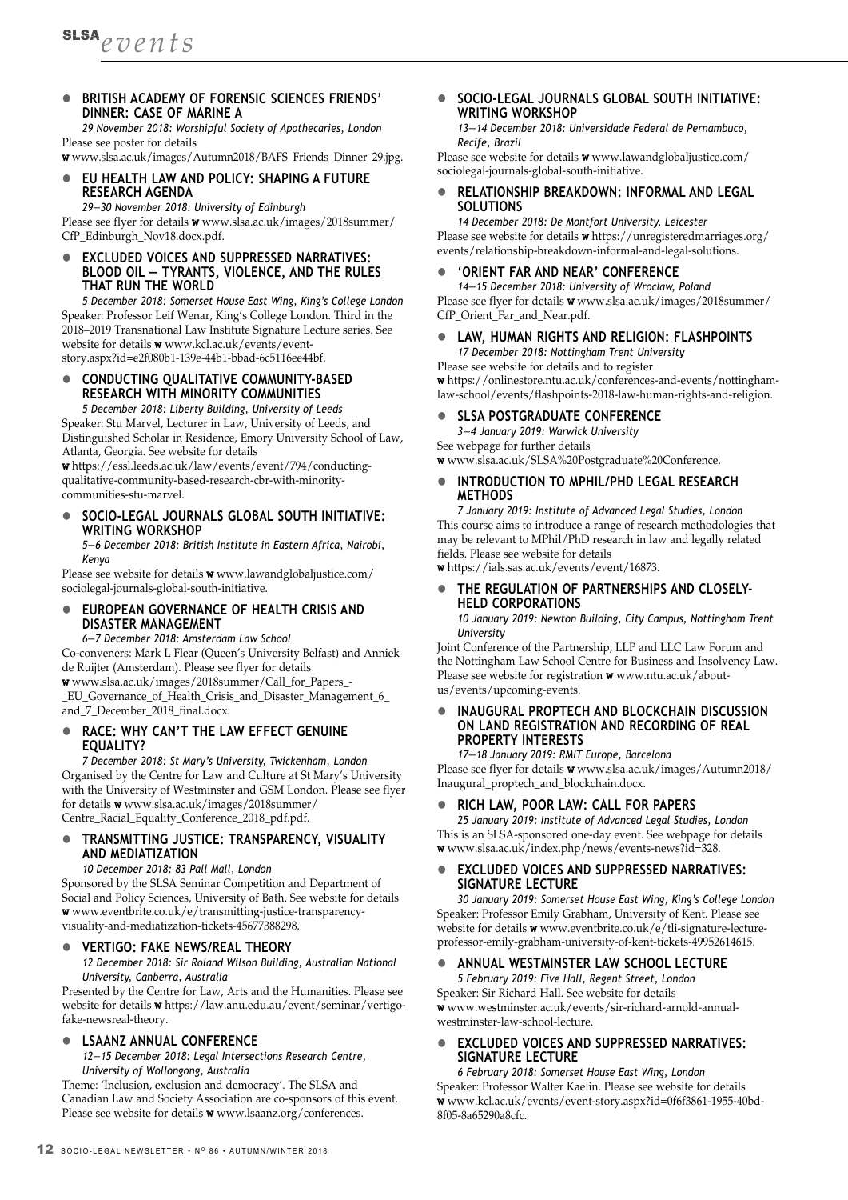# SLSA *events*

- **BRITISH ACADEMY OF FORENSIC SCIENCES FRIENDS' DINNER: CASE OF MARINE A**

  *29 November 2018: Worshipful Society of Apothecaries, London*
  Please see poster for details
  **w** www.slsa.ac.uk/images/Autumn2018/BAFS_Friends_Dinner_29.jpg.

- **EU HEALTH LAW AND POLICY: SHAPING A FUTURE RESEARCH AGENDA**

  *29–30 November 2018: University of Edinburgh*
  Please see flyer for details **w** www.slsa.ac.uk/images/2018summer/CfP_Edinburgh_Nov18.docx.pdf.

- **EXCLUDED VOICES AND SUPPRESSED NARRATIVES: BLOOD OIL – TYRANTS, VIOLENCE, AND THE RULES THAT RUN THE WORLD**

  *5 December 2018: Somerset House East Wing, King's College London*
  Speaker: Professor Leif Wenar, King's College London. Third in the 2018–2019 Transnational Law Institute Signature Lecture series. See website for details **w** www.kcl.ac.uk/events/event-story.aspx?id=e2f080b1-139e-44b1-bbad-6c5116ee44bf.

- **CONDUCTING QUALITATIVE COMMUNITY-BASED RESEARCH WITH MINORITY COMMUNITIES**

  *5 December 2018: Liberty Building, University of Leeds*
  Speaker: Stu Marvel, Lecturer in Law, University of Leeds, and Distinguished Scholar in Residence, Emory University School of Law, Atlanta, Georgia. See website for details
  **w** https://essl.leeds.ac.uk/law/events/event/794/conducting-qualitative-community-based-research-cbr-with-minority-communities-stu-marvel.

- **SOCIO-LEGAL JOURNALS GLOBAL SOUTH INITIATIVE: WRITING WORKSHOP**

  *5–6 December 2018: British Institute in Eastern Africa, Nairobi, Kenya*
  Please see website for details **w** www.lawandglobaljustice.com/sociolegal-journals-global-south-initiative.

- **EUROPEAN GOVERNANCE OF HEALTH CRISIS AND DISASTER MANAGEMENT**

  *6–7 December 2018: Amsterdam Law School*
  Co-conveners: Mark L Flear (Queen's University Belfast) and Anniek de Ruijter (Amsterdam). Please see flyer for details
  **w** www.slsa.ac.uk/images/2018summer/Call_for_Papers_-_EU_Governance_of_Health_Crisis_and_Disaster_Management_6_and_7_December_2018_final.docx.

- **RACE: WHY CAN'T THE LAW EFFECT GENUINE EQUALITY?**

  *7 December 2018: St Mary's University, Twickenham, London*
  Organised by the Centre for Law and Culture at St Mary's University with the University of Westminster and GSM London. Please see flyer for details **w** www.slsa.ac.uk/images/2018summer/Centre_Racial_Equality_Conference_2018_pdf.pdf.

- **TRANSMITTING JUSTICE: TRANSPARENCY, VISUALITY AND MEDIATIZATION**

  *10 December 2018: 83 Pall Mall, London*
  Sponsored by the SLSA Seminar Competition and Department of Social and Policy Sciences, University of Bath. See website for details **w** www.eventbrite.co.uk/e/transmitting-justice-transparency-visuality-and-mediatization-tickets-45677388298.

- **VERTIGO: FAKE NEWS/REAL THEORY**

  *12 December 2018: Sir Roland Wilson Building, Australian National University, Canberra, Australia*
  Presented by the Centre for Law, Arts and the Humanities. Please see website for details **w** https://law.anu.edu.au/event/seminar/vertigo-fake-newsreal-theory.

- **LSAANZ ANNUAL CONFERENCE**

  *12–15 December 2018: Legal Intersections Research Centre, University of Wollongong, Australia*
  Theme: 'Inclusion, exclusion and democracy'. The SLSA and Canadian Law and Society Association are co-sponsors of this event. Please see website for details **w** www.lsaanz.org/conferences.

- **SOCIO-LEGAL JOURNALS GLOBAL SOUTH INITIATIVE: WRITING WORKSHOP**

  *13–14 December 2018: Universidade Federal de Pernambuco, Recife, Brazil*
  Please see website for details **w** www.lawandglobaljustice.com/sociolegal-journals-global-south-initiative.

- **RELATIONSHIP BREAKDOWN: INFORMAL AND LEGAL SOLUTIONS**

  *14 December 2018: De Montfort University, Leicester*
  Please see website for details **w** https://unregisteredmarriages.org/events/relationship-breakdown-informal-and-legal-solutions.

- **'ORIENT FAR AND NEAR' CONFERENCE**

  *14–15 December 2018: University of Wrocław, Poland*
  Please see flyer for details **w** www.slsa.ac.uk/images/2018summer/CfP_Orient_Far_and_Near.pdf.

- **LAW, HUMAN RIGHTS AND RELIGION: FLASHPOINTS**

  *17 December 2018: Nottingham Trent University*
  Please see website for details and to register
  **w** https://onlinestore.ntu.ac.uk/conferences-and-events/nottingham-law-school/events/flashpoints-2018-law-human-rights-and-religion.

- **SLSA POSTGRADUATE CONFERENCE**

  *3–4 January 2019: Warwick University*
  See webpage for further details
  **w** www.slsa.ac.uk/SLSA%20Postgraduate%20Conference.

- **INTRODUCTION TO MPHIL/PHD LEGAL RESEARCH METHODS**

  *7 January 2019: Institute of Advanced Legal Studies, London*
  This course aims to introduce a range of research methodologies that may be relevant to MPhil/PhD research in law and legally related fields. Please see website for details
  **w** https://ials.sas.ac.uk/events/event/16873.

- **THE REGULATION OF PARTNERSHIPS AND CLOSELY-HELD CORPORATIONS**

  *10 January 2019: Newton Building, City Campus, Nottingham Trent University*
  Joint Conference of the Partnership, LLP and LLC Law Forum and the Nottingham Law School Centre for Business and Insolvency Law. Please see website for registration **w** www.ntu.ac.uk/about-us/events/upcoming-events.

- **INAUGURAL PROPTECH AND BLOCKCHAIN DISCUSSION ON LAND REGISTRATION AND RECORDING OF REAL PROPERTY INTERESTS**

  *17–18 January 2019: RMIT Europe, Barcelona*
  Please see flyer for details **w** www.slsa.ac.uk/images/Autumn2018/Inaugural_proptech_and_blockchain.docx.

- **RICH LAW, POOR LAW: CALL FOR PAPERS**

  *25 January 2019: Institute of Advanced Legal Studies, London*
  This is an SLSA-sponsored one-day event. See webpage for details
  **w** www.slsa.ac.uk/index.php/news/events-news?id=328.

- **EXCLUDED VOICES AND SUPPRESSED NARRATIVES: SIGNATURE LECTURE**

  *30 January 2019: Somerset House East Wing, King's College London*
  Speaker: Professor Emily Grabham, University of Kent. Please see website for details **w** www.eventbrite.co.uk/e/tli-signature-lecture-professor-emily-grabham-university-of-kent-tickets-49952614615.

- **ANNUAL WESTMINSTER LAW SCHOOL LECTURE**

  *5 February 2019: Five Hall, Regent Street, London*
  Speaker: Sir Richard Hall. See website for details
  **w** www.westminster.ac.uk/events/sir-richard-arnold-annual-westminster-law-school-lecture.

- **EXCLUDED VOICES AND SUPPRESSED NARRATIVES: SIGNATURE LECTURE**

  *6 February 2018: Somerset House East Wing, London*
  Speaker: Professor Walter Kaelin. Please see website for details
  **w** www.kcl.ac.uk/events/event-story.aspx?id=0f6f3861-1955-40bd-8f05-8a65290a8cfc.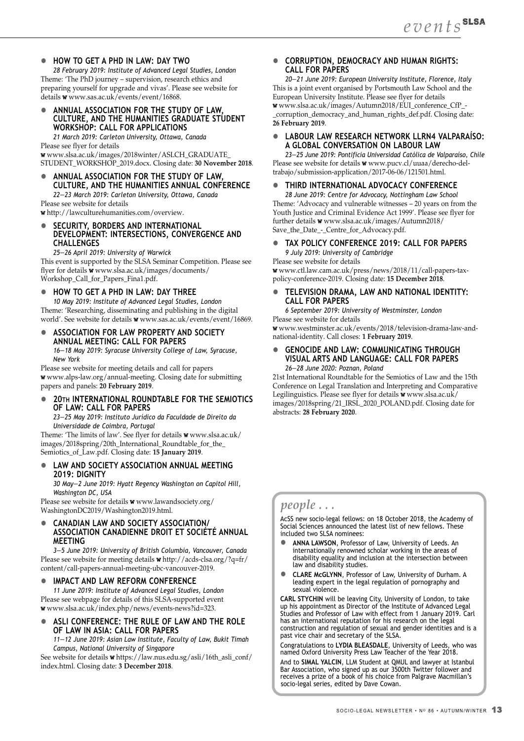- **HOW TO GET A PHD IN LAW: DAY TWO**
  *28 February 2019: Institute of Advanced Legal Studies, London*
  Theme: 'The PhD journey – supervision, research ethics and preparing yourself for upgrade and vivas'. Please see website for details **w** www.sas.ac.uk/events/event/16868.

- **ANNUAL ASSOCIATION FOR THE STUDY OF LAW, CULTURE, AND THE HUMANITIES GRADUATE STUDENT WORKSHOP: CALL FOR APPLICATIONS**
  *21 March 2019: Carleton University, Ottawa, Canada*
  Please see flyer for details
  **w** www.slsa.ac.uk/images/2018winter/ASLCH_GRADUATE_STUDENT_WORKSHOP_2019.docx. Closing date: **30 November 2018**.

- **ANNUAL ASSOCIATION FOR THE STUDY OF LAW, CULTURE, AND THE HUMANITIES ANNUAL CONFERENCE**
  *22–23 March 2019: Carleton University, Ottawa, Canada*
  Please see website for details
  **w** http://lawculturehumanities.com/overview.

- **SECURITY, BORDERS AND INTERNATIONAL DEVELOPMENT: INTERSECTIONS, CONVERGENCE AND CHALLENGES**
  *25–26 April 2019: University of Warwick*
  This event is supported by the SLSA Seminar Competition. Please see flyer for details **w** www.slsa.ac.uk/images/documents/Workshop_Call_for_Papers_Fina1.pdf.

- **HOW TO GET A PHD IN LAW: DAY THREE**
  *10 May 2019: Institute of Advanced Legal Studies, London*
  Theme: 'Researching, disseminating and publishing in the digital world'. See website for details **w** www.sas.ac.uk/events/event/16869.

- **ASSOCIATION FOR LAW PROPERTY AND SOCIETY ANNUAL MEETING: CALL FOR PAPERS**
  *16–18 May 2019: Syracuse University College of Law, Syracuse, New York*
  Please see website for meeting details and call for papers
  **w** www.alps-law.org/annual-meeting. Closing date for submitting papers and panels: **20 February 2019**.

- **20TH INTERNATIONAL ROUNDTABLE FOR THE SEMIOTICS OF LAW: CALL FOR PAPERS**
  *23–25 May 2019: Instituto Juridico da Faculdade de Direito da Universidade de Coimbra, Portugal*
  Theme: 'The limits of law'. See flyer for details **w** www.slsa.ac.uk/images/2018spring/20th_International_Roundtable_for_the_Semiotics_of_Law.pdf. Closing date: **15 January 2019**.

- **LAW AND SOCIETY ASSOCIATION ANNUAL MEETING 2019: DIGNITY**
  *30 May–2 June 2019: Hyatt Regency Washington on Capitol Hill, Washington DC, USA*
  Please see website for details **w** www.lawandsociety.org/WashingtonDC2019/Washington2019.html.

- **CANADIAN LAW AND SOCIETY ASSOCIATION/ ASSOCIATION CANADIENNE DROIT ET SOCIÉTÉ ANNUAL MEETING**
  *3–5 June 2019: University of British Columbia, Vancouver, Canada*
  Please see website for meeting details **w** http://acds-clsa.org/?q=fr/content/call-papers-annual-meeting-ubc-vancouver-2019.

- **IMPACT AND LAW REFORM CONFERENCE**
  *11 June 2019: Institute of Advanced Legal Studies, London*
  Please see webpage for details of this SLSA-supported event
  **w** www.slsa.ac.uk/index.php/news/events-news?id=323.

- **ASLI CONFERENCE: THE RULE OF LAW AND THE ROLE OF LAW IN ASIA: CALL FOR PAPERS**
  *11–12 June 2019: Asian Law Institute, Faculty of Law, Bukit Timah Campus, National University of Singapore*
  See website for details **w** https://law.nus.edu.sg/asli/16th_asli_conf/index.html. Closing date: **3 December 2018**.

- **CORRUPTION, DEMOCRACY AND HUMAN RIGHTS: CALL FOR PAPERS**
  *20–21 June 2019: European University Institute, Florence, Italy*
  This is a joint event organised by Portsmouth Law School and the European University Institute. Please see flyer for details
  **w** www.slsa.ac.uk/images/Autumn2018/EUI_conference_CfP_-_corruption_democracy_and_human_rights_def.pdf. Closing date: **26 February 2019**.

- **LABOUR LAW RESEARCH NETWORK LLRN4 VALPARAÍSO: A GLOBAL CONVERSATION ON LABOUR LAW**
  *23–25 June 2019: Pontificia Universidad Católica de Valparaíso, Chile*
  Please see website for details **w** www.pucv.cl/uuaa/derecho-del-trabajo/submission-application/2017-06-06/121501.html.

- **THIRD INTERNATIONAL ADVOCACY CONFERENCE**
  *28 June 2019: Centre for Advocacy, Nottingham Law School*
  Theme: 'Advocacy and vulnerable witnesses – 20 years on from the Youth Justice and Criminal Evidence Act 1999'. Please see flyer for further details **w** www.slsa.ac.uk/images/Autumn2018/Save_the_Date_-_Centre_for_Advocacy.pdf.

- **TAX POLICY CONFERENCE 2019: CALL FOR PAPERS**
  *9 July 2019: University of Cambridge*
  Please see website for details
  **w** www.ctl.law.cam.ac.uk/press/news/2018/11/call-papers-tax-policy-conference-2019. Closing date: **15 December 2018**.

- **TELEVISION DRAMA, LAW AND NATIONAL IDENTITY: CALL FOR PAPERS**
  *6 September 2019: University of Westminster, London*
  Please see website for details
  **w** www.westminster.ac.uk/events/2018/television-drama-law-and-national-identity. Call closes: **1 February 2019**.

- **GENOCIDE AND LAW: COMMUNICATING THROUGH VISUAL ARTS AND LANGUAGE: CALL FOR PAPERS**
  *26–28 June 2020: Poznan, Poland*
  21st International Roundtable for the Semiotics of Law and the 15th Conference on Legal Translation and Interpreting and Comparative Legilinguistics. Please see flyer for details **w** www.slsa.ac.uk/images/2018spring/21_IRSL_2020_POLAND.pdf. Closing date for abstracts: **28 February 2020**.

## *people . . .*

AcSS new socio-legal fellows: on 18 October 2018, the Academy of Social Sciences announced the latest list of new fellows. These included two SLSA nominees:

- **ANNA LAWSON**, Professor of Law, University of Leeds. An internationally renowned scholar working in the areas of disability equality and inclusion at the intersection between law and disability studies.
- **CLARE McGLYNN**, Professor of Law, University of Durham. A leading expert in the legal regulation of pornography and sexual violence.

**CARL STYCHIN** will be leaving City, University of London, to take up his appointment as Director of the Institute of Advanced Legal Studies and Professor of Law with effect from 1 January 2019. Carl has an international reputation for his research on the legal construction and regulation of sexual and gender identities and is a past vice chair and secretary of the SLSA.

Congratulations to **LYDIA BLEASDALE**, University of Leeds, who was named Oxford University Press Law Teacher of the Year 2018.

And to **SIMAL YALCIN**, LLM Student at QMUL and lawyer at Istanbul Bar Association, who signed up as our 3500th Twitter follower and receives a prize of a book of his choice from Palgrave Macmillan's socio-legal series, edited by Dave Cowan.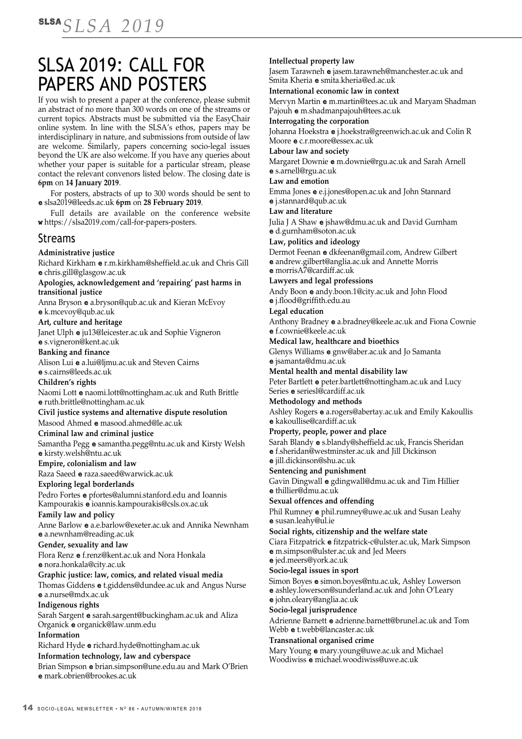# SLSA 2019: CALL FOR PAPERS AND POSTERS

If you wish to present a paper at the conference, please submit an abstract of no more than 300 words on one of the streams or current topics. Abstracts must be submitted via the EasyChair online system. In line with the SLSA's ethos, papers may be interdisciplinary in nature, and submissions from outside of law are welcome. Similarly, papers concerning socio-legal issues beyond the UK are also welcome. If you have any queries about whether your paper is suitable for a particular stream, please contact the relevant convenors listed below. The closing date is **6pm** on **14 January 2019**.

For posters, abstracts of up to 300 words should be sent to **e** slsa2019@leeds.ac.uk **6pm** on **28 February 2019**.

Full details are available on the conference website **w** https://slsa2019.com/call-for-papers-posters.

## Streams

**Administrative justice**
Richard Kirkham **e** r.m.kirkham@sheffield.ac.uk and Chris Gill **e** chris.gill@glasgow.ac.uk

**Apologies, acknowledgement and 'repairing' past harms in transitional justice**
Anna Bryson **e** a.bryson@qub.ac.uk and Kieran McEvoy **e** k.mcevoy@qub.ac.uk

**Art, culture and heritage**
Janet Ulph **e** ju13@leicester.ac.uk and Sophie Vigneron **e** s.vigneron@kent.ac.uk

**Banking and finance**
Alison Lui **e** a.lui@ljmu.ac.uk and Steven Cairns **e** s.cairns@leeds.ac.uk

**Children's rights**
Naomi Lott **e** naomi.lott@nottingham.ac.uk and Ruth Brittle **e** ruth.brittle@nottingham.ac.uk

**Civil justice systems and alternative dispute resolution**
Masood Ahmed **e** masood.ahmed@le.ac.uk

**Criminal law and criminal justice**
Samantha Pegg **e** samantha.pegg@ntu.ac.uk and Kirsty Welsh **e** kirsty.welsh@ntu.ac.uk

**Empire, colonialism and law**
Raza Saeed **e** raza.saeed@warwick.ac.uk

**Exploring legal borderlands**
Pedro Fortes **e** pfortes@alumni.stanford.edu and Ioannis Kampourakis **e** ioannis.kampourakis@csls.ox.ac.uk

**Family law and policy**
Anne Barlow **e** a.e.barlow@exeter.ac.uk and Annika Newnham **e** a.newnham@reading.ac.uk

**Gender, sexuality and law**
Flora Renz **e** f.renz@kent.ac.uk and Nora Honkala **e** nora.honkala@city.ac.uk

**Graphic justice: law, comics, and related visual media**
Thomas Giddens **e** t.giddens@dundee.ac.uk and Angus Nurse **e** a.nurse@mdx.ac.uk

**Indigenous rights**
Sarah Sargent **e** sarah.sargent@buckingham.ac.uk and Aliza Organick **e** organick@law.unm.edu

**Information**
Richard Hyde **e** richard.hyde@nottingham.ac.uk

**Information technology, law and cyberspace**
Brian Simpson **e** brian.simpson@une.edu.au and Mark O'Brien **e** mark.obrien@brookes.ac.uk

**Intellectual property law**
Jasem Tarawneh **e** jasem.tarawneh@manchester.ac.uk and Smita Kheria **e** smita.kheria@ed.ac.uk

**International economic law in context**
Mervyn Martin **e** m.martin@tees.ac.uk and Maryam Shadman Pajouh **e** m.shadmanpajouh@tees.ac.uk

**Interrogating the corporation**
Johanna Hoekstra **e** j.hoekstra@greenwich.ac.uk and Colin R Moore **e** c.r.moore@essex.ac.uk

**Labour law and society**
Margaret Downie **e** m.downie@rgu.ac.uk and Sarah Arnell **e** s.arnell@rgu.ac.uk

**Law and emotion**
Emma Jones **e** e.j.jones@open.ac.uk and John Stannard **e** j.stannard@qub.ac.uk

**Law and literature**
Julia J A Shaw **e** jshaw@dmu.ac.uk and David Gurnham **e** d.gurnham@soton.ac.uk

**Law, politics and ideology**
Dermot Feenan **e** dkfeenan@gmail.com, Andrew Gilbert **e** andrew.gilbert@anglia.ac.uk and Annette Morris **e** morrisA7@cardiff.ac.uk

**Lawyers and legal professions**
Andy Boon **e** andy.boon.1@city.ac.uk and John Flood **e** j.flood@griffith.edu.au

**Legal education**
Anthony Bradney **e** a.bradney@keele.ac.uk and Fiona Cownie **e** f.cownie@keele.ac.uk

**Medical law, healthcare and bioethics**
Glenys Williams **e** gnw@aber.ac.uk and Jo Samanta **e** jsamanta@dmu.ac.uk

**Mental health and mental disability law**
Peter Bartlett **e** peter.bartlett@nottingham.ac.uk and Lucy Series **e** seriesl@cardiff.ac.uk

**Methodology and methods**
Ashley Rogers **e** a.rogers@abertay.ac.uk and Emily Kakoullis **e** kakoullise@cardiff.ac.uk

**Property, people, power and place**
Sarah Blandy **e** s.blandy@sheffield.ac.uk, Francis Sheridan **e** f.sheridan@westminster.ac.uk and Jill Dickinson **e** jill.dickinson@shu.ac.uk

**Sentencing and punishment**
Gavin Dingwall **e** gdingwall@dmu.ac.uk and Tim Hillier **e** thillier@dmu.ac.uk

**Sexual offences and offending**
Phil Rumney **e** phil.rumney@uwe.ac.uk and Susan Leahy **e** susan.leahy@ul.ie

**Social rights, citizenship and the welfare state**
Ciara Fitzpatrick **e** fitzpatrick-c@ulster.ac.uk, Mark Simpson **e** m.simpson@ulster.ac.uk and Jed Meers **e** jed.meers@york.ac.uk

**Socio-legal issues in sport**
Simon Boyes **e** simon.boyes@ntu.ac.uk, Ashley Lowerson **e** ashley.lowerson@sunderland.ac.uk and John O'Leary **e** john.oleary@anglia.ac.uk

**Socio-legal jurisprudence**
Adrienne Barnett **e** adrienne.barnett@brunel.ac.uk and Tom Webb **e** t.webb@lancaster.ac.uk

**Transnational organised crime**
Mary Young **e** mary.young@uwe.ac.uk and Michael Woodiwiss **e** michael.woodiwiss@uwe.ac.uk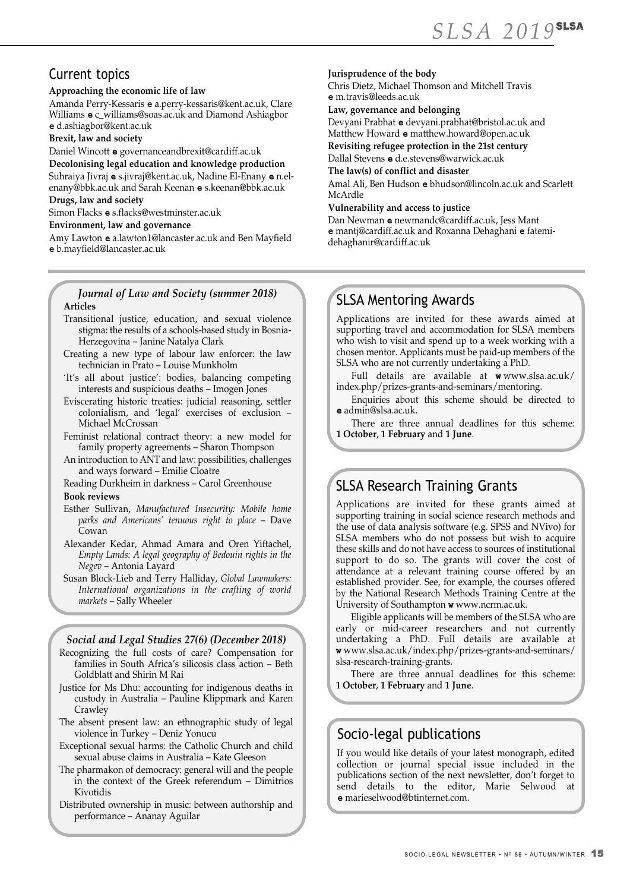## Current topics

**Approaching the economic life of law**

Amanda Perry-Kessaris **e** a.perry-kessaris@kent.ac.uk, Clare Williams **e** c_williams@soas.ac.uk and Diamond Ashiagbor **e** d.ashiagbor@kent.ac.uk

**Brexit, law and society**

Daniel Wincott **e** governanceandbrexit@cardiff.ac.uk

**Decolonising legal education and knowledge production**

Suhraiya Jivraj **e** s.jivraj@kent.ac.uk, Nadine El-Enany **e** n.el-enany@bbk.ac.uk and Sarah Keenan **e** s.keenan@bbk.ac.uk

**Drugs, law and society**

Simon Flacks **e** s.flacks@westminster.ac.uk

**Environment, law and governance**

Amy Lawton **e** a.lawton1@lancaster.ac.uk and Ben Mayfield **e** b.mayfield@lancaster.ac.uk

**Jurisprudence of the body**

Chris Dietz, Michael Thomson and Mitchell Travis **e** m.travis@leeds.ac.uk

**Law, governance and belonging**

Devyani Prabhat **e** devyani.prabhat@bristol.ac.uk and Matthew Howard **e** matthew.howard@open.ac.uk

**Revisiting refugee protection in the 21st century**

Dallal Stevens **e** d.e.stevens@warwick.ac.uk

**The law(s) of conflict and disaster**

Amal Ali, Ben Hudson **e** bhudson@lincoln.ac.uk and Scarlett McArdle

**Vulnerability and access to justice**

Dan Newman **e** newmandc@cardiff.ac.uk, Jess Mant **e** mantj@cardiff.ac.uk and Roxanna Dehaghani **e** fatemi-dehaghanir@cardiff.ac.uk

### *Journal of Law and Society (summer 2018)*

**Articles**

Transitional justice, education, and sexual violence stigma: the results of a schools-based study in Bosnia-Herzegovina – Janine Natalya Clark

Creating a new type of labour law enforcer: the law technician in Prato – Louise Munkholm

'It's all about justice': bodies, balancing competing interests and suspicious deaths – Imogen Jones

Eviscerating historic treaties: judicial reasoning, settler colonialism, and 'legal' exercises of exclusion – Michael McCrossan

Feminist relational contract theory: a new model for family property agreements – Sharon Thompson

An introduction to ANT and law: possibilities, challenges and ways forward – Emilie Cloatre

Reading Durkheim in darkness – Carol Greenhouse

**Book reviews**

Esther Sullivan, *Manufactured Insecurity: Mobile home parks and Americans' tenuous right to place* – Dave Cowan

Alexander Kedar, Ahmad Amara and Oren Yiftachel, *Empty Lands: A legal geography of Bedouin rights in the Negev* – Antonia Layard

Susan Block-Lieb and Terry Halliday, *Global Lawmakers: International organizations in the crafting of world markets* – Sally Wheeler

### *Social and Legal Studies 27(6) (December 2018)*

Recognizing the full costs of care? Compensation for families in South Africa's silicosis class action – Beth Goldblatt and Shirin M Rai

Justice for Ms Dhu: accounting for indigenous deaths in custody in Australia – Pauline Klippmark and Karen Crawley

The absent present law: an ethnographic study of legal violence in Turkey – Deniz Yonucu

Exceptional sexual harms: the Catholic Church and child sexual abuse claims in Australia – Kate Gleeson

The pharmakon of democracy: general will and the people in the context of the Greek referendum – Dimitrios Kivotidis

Distributed ownership in music: between authorship and performance – Ananay Aguilar

## SLSA Mentoring Awards

Applications are invited for these awards aimed at supporting travel and accommodation for SLSA members who wish to visit and spend up to a week working with a chosen mentor. Applicants must be paid-up members of the SLSA who are not currently undertaking a PhD.

Full details are available at **w** www.slsa.ac.uk/index.php/prizes-grants-and-seminars/mentoring.

Enquiries about this scheme should be directed to **e** admin@slsa.ac.uk.

There are three annual deadlines for this scheme: **1 October**, **1 February** and **1 June**.

## SLSA Research Training Grants

Applications are invited for these grants aimed at supporting training in social science research methods and the use of data analysis software (e.g. SPSS and NVivo) for SLSA members who do not possess but wish to acquire these skills and do not have access to sources of institutional support to do so. The grants will cover the cost of attendance at a relevant training course offered by an established provider. See, for example, the courses offered by the National Research Methods Training Centre at the University of Southampton **w** www.ncrm.ac.uk.

Eligible applicants will be members of the SLSA who are early or mid-career researchers and not currently undertaking a PhD. Full details are available at **w** www.slsa.ac.uk/index.php/prizes-grants-and-seminars/slsa-research-training-grants.

There are three annual deadlines for this scheme: **1 October**, **1 February** and **1 June**.

## Socio-legal publications

If you would like details of your latest monograph, edited collection or journal special issue included in the publications section of the next newsletter, don't forget to send details to the editor, Marie Selwood at **e** marieselwood@btinternet.com.